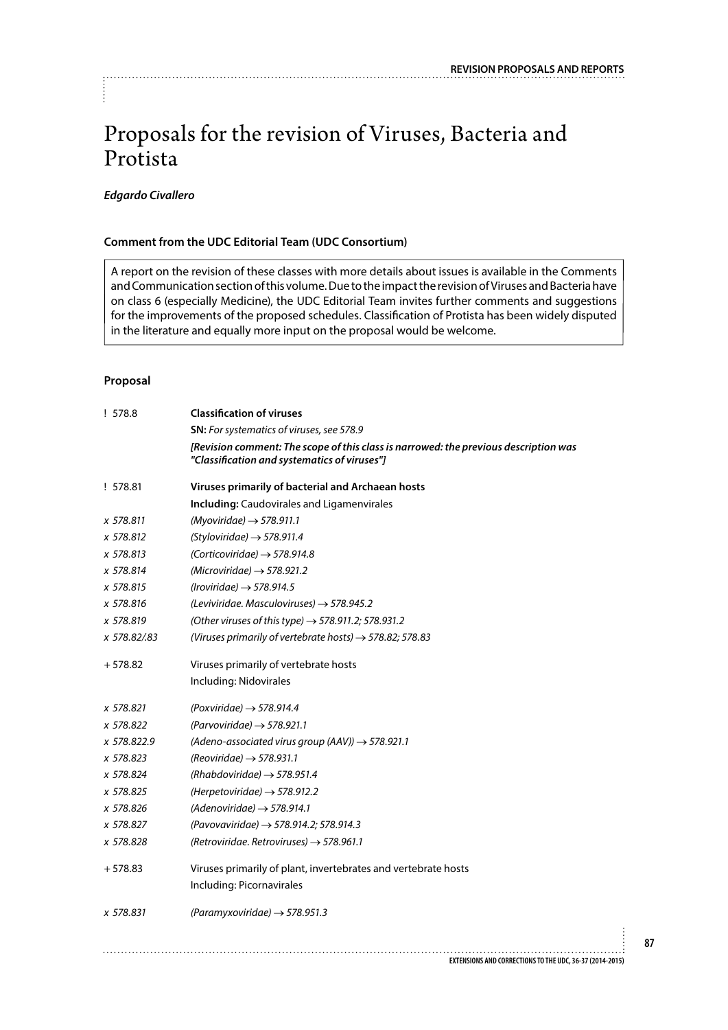# Proposals for the revision of Viruses, Bacteria and Protista

***Edgardo Civallero***

### Comment from the UDC Editorial Team (UDC Consortium)

A report on the revision of these classes with more details about issues is available in the Comments and Communication section of this volume. Due to the impact the revision of Viruses and Bacteria have on class 6 (especially Medicine), the UDC Editorial Team invites further comments and suggestions for the improvements of the proposed schedules. Classification of Protista has been widely disputed in the literature and equally more input on the proposal would be welcome.

### Proposal

| | |
|---|---|
| ! 578.8 | **Classification of viruses** |
| | **SN:** *For systematics of viruses, see 578.9* |
| | ***[Revision comment: The scope of this class is narrowed: the previous description was "Classification and systematics of viruses"]*** |
| ! 578.81 | **Viruses primarily of bacterial and Archaean hosts** |
| | **Including:** Caudovirales and Ligamenvirales |
| *x 578.811* | *(Myoviridae) → 578.911.1* |
| *x 578.812* | *(Styloviridae) → 578.911.4* |
| *x 578.813* | *(Corticoviridae) → 578.914.8* |
| *x 578.814* | *(Microviridae) → 578.921.2* |
| *x 578.815* | *(Iroviridae) → 578.914.5* |
| *x 578.816* | *(Leviviridae. Masculoviruses) → 578.945.2* |
| *x 578.819* | *(Other viruses of this type) → 578.911.2; 578.931.2* |
| *x 578.82/.83* | *(Viruses primarily of vertebrate hosts) → 578.82; 578.83* |
| + 578.82 | Viruses primarily of vertebrate hosts |
| | Including: Nidovirales |
| *x 578.821* | *(Poxviridae) → 578.914.4* |
| *x 578.822* | *(Parvoviridae) → 578.921.1* |
| *x 578.822.9* | *(Adeno-associated virus group (AAV)) → 578.921.1* |
| *x 578.823* | *(Reoviridae) → 578.931.1* |
| *x 578.824* | *(Rhabdoviridae) → 578.951.4* |
| *x 578.825* | *(Herpetoviridae) → 578.912.2* |
| *x 578.826* | *(Adenoviridae) → 578.914.1* |
| *x 578.827* | *(Pavovaviridae) → 578.914.2; 578.914.3* |
| *x 578.828* | *(Retroviridae. Retroviruses) → 578.961.1* |
| + 578.83 | Viruses primarily of plant, invertebrates and vertebrate hosts |
| | Including: Picornavirales |
| *x 578.831* | *(Paramyxoviridae) → 578.951.3* |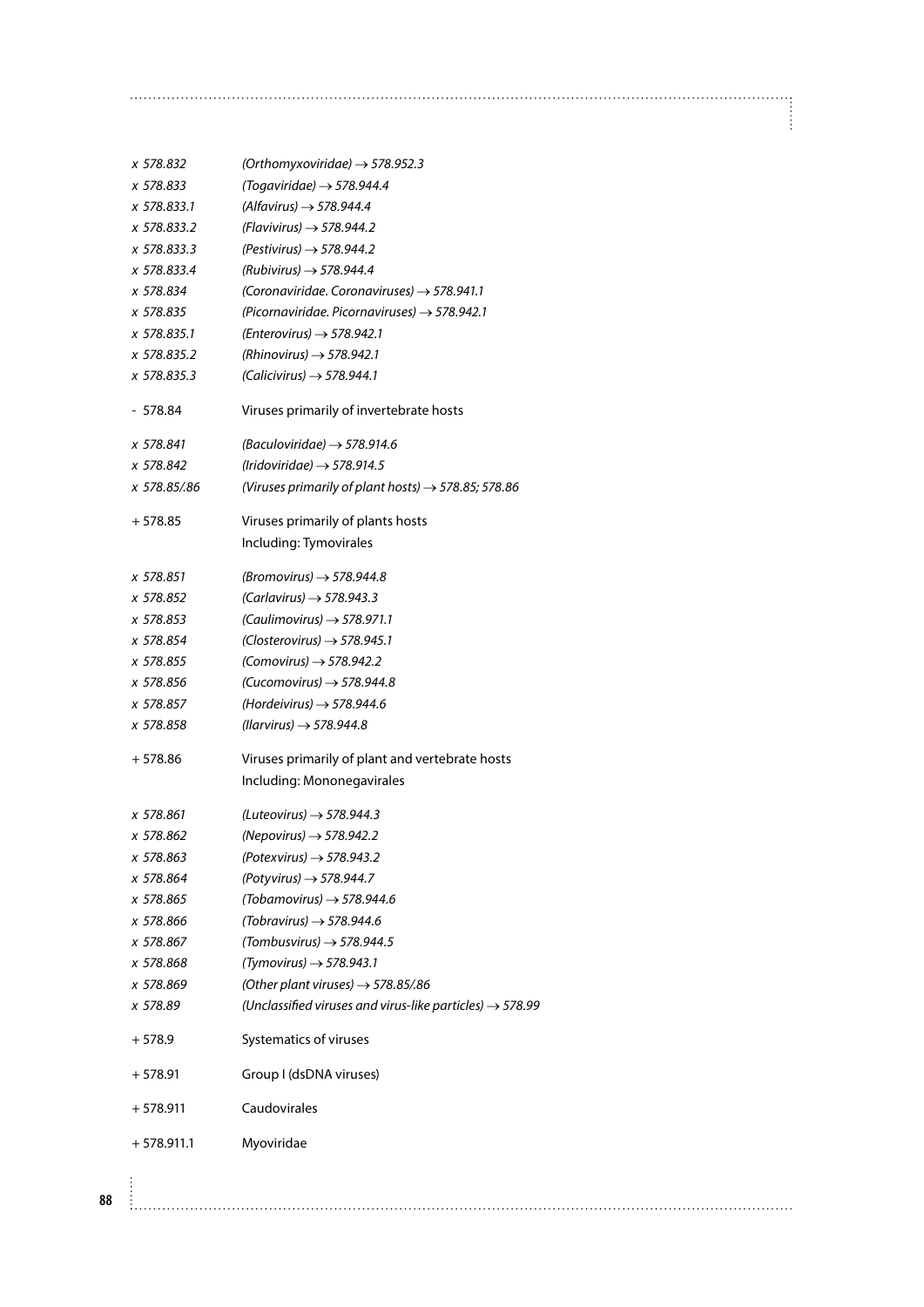| | |
|---|---|
| *x 578.832* | *(Orthomyxoviridae) → 578.952.3* |
| *x 578.833* | *(Togaviridae) → 578.944.4* |
| *x 578.833.1* | *(Alfavirus) → 578.944.4* |
| *x 578.833.2* | *(Flavivirus) → 578.944.2* |
| *x 578.833.3* | *(Pestivirus) → 578.944.2* |
| *x 578.833.4* | *(Rubivirus) → 578.944.4* |
| *x 578.834* | *(Coronaviridae. Coronaviruses) → 578.941.1* |
| *x 578.835* | *(Picornaviridae. Picornaviruses) → 578.942.1* |
| *x 578.835.1* | *(Enterovirus) → 578.942.1* |
| *x 578.835.2* | *(Rhinovirus) → 578.942.1* |
| *x 578.835.3* | *(Calicivirus) → 578.944.1* |
| - 578.84 | Viruses primarily of invertebrate hosts |
| *x 578.841* | *(Baculoviridae) → 578.914.6* |
| *x 578.842* | *(Iridoviridae) → 578.914.5* |
| *x 578.85/.86* | *(Viruses primarily of plant hosts) → 578.85; 578.86* |
| + 578.85 | Viruses primarily of plants hosts<br>Including: Tymovirales |
| *x 578.851* | *(Bromovirus) → 578.944.8* |
| *x 578.852* | *(Carlavirus) → 578.943.3* |
| *x 578.853* | *(Caulimovirus) → 578.971.1* |
| *x 578.854* | *(Closterovirus) → 578.945.1* |
| *x 578.855* | *(Comovirus) → 578.942.2* |
| *x 578.856* | *(Cucomovirus) → 578.944.8* |
| *x 578.857* | *(Hordeivirus) → 578.944.6* |
| *x 578.858* | *(Ilarvirus) → 578.944.8* |
| + 578.86 | Viruses primarily of plant and vertebrate hosts<br>Including: Mononegavirales |
| *x 578.861* | *(Luteovirus) → 578.944.3* |
| *x 578.862* | *(Nepovirus) → 578.942.2* |
| *x 578.863* | *(Potexvirus) → 578.943.2* |
| *x 578.864* | *(Potyvirus) → 578.944.7* |
| *x 578.865* | *(Tobamovirus) → 578.944.6* |
| *x 578.866* | *(Tobravirus) → 578.944.6* |
| *x 578.867* | *(Tombusvirus) → 578.944.5* |
| *x 578.868* | *(Tymovirus) → 578.943.1* |
| *x 578.869* | *(Other plant viruses) → 578.85/.86* |
| *x 578.89* | *(Unclassified viruses and virus-like particles) → 578.99* |
| + 578.9 | Systematics of viruses |
| + 578.91 | Group I (dsDNA viruses) |
| + 578.911 | Caudovirales |
| + 578.911.1 | Myoviridae |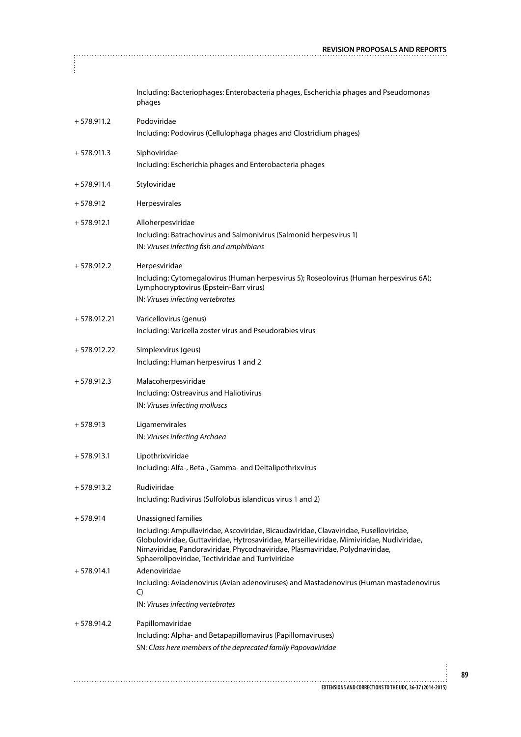| | |
|---|---|
| | Including: Bacteriophages: Enterobacteria phages, Escherichia phages and Pseudomonas phages |
| + 578.911.2 | Podoviridae<br>Including: Podovirus (Cellulophaga phages and Clostridium phages) |
| + 578.911.3 | Siphoviridae<br>Including: Escherichia phages and Enterobacteria phages |
| + 578.911.4 | Styloviridae |
| + 578.912 | Herpesvirales |
| + 578.912.1 | Alloherpesviridae<br>Including: Batrachovirus and Salmonivirus (Salmonid herpesvirus 1)<br>IN: *Viruses infecting fish and amphibians* |
| + 578.912.2 | Herpesviridae<br>Including: Cytomegalovirus (Human herpesvirus 5); Roseolovirus (Human herpesvirus 6A); Lymphocryptovirus (Epstein-Barr virus)<br>IN: *Viruses infecting vertebrates* |
| + 578.912.21 | Varicellovirus (genus)<br>Including: Varicella zoster virus and Pseudorabies virus |
| + 578.912.22 | Simplexvirus (geus)<br>Including: Human herpesvirus 1 and 2 |
| + 578.912.3 | Malacoherpesviridae<br>Including: Ostreavirus and Haliotivirus<br>IN: *Viruses infecting molluscs* |
| + 578.913 | Ligamenvirales<br>IN: *Viruses infecting Archaea* |
| + 578.913.1 | Lipothrixviridae<br>Including: Alfa-, Beta-, Gamma- and Deltalipothrixvirus |
| + 578.913.2 | Rudiviridae<br>Including: Rudivirus (Sulfolobus islandicus virus 1 and 2) |
| + 578.914 | Unassigned families<br>Including: Ampullaviridae, Ascoviridae, Bicaudaviridae, Clavaviridae, Fuselloviridae, Globuloviridae, Guttaviridae, Hytrosaviridae, Marseilleviridae, Mimiviridae, Nudiviridae, Nimaviridae, Pandoraviridae, Phycodnaviridae, Plasmaviridae, Polydnaviridae, Sphaerolipoviridae, Tectiviridae and Turriviridae |
| + 578.914.1 | Adenoviridae<br>Including: Aviadenovirus (Avian adenoviruses) and Mastadenovirus (Human mastadenovirus C)<br>IN: *Viruses infecting vertebrates* |
| + 578.914.2 | Papillomaviridae<br>Including: Alpha- and Betapapillomavirus (Papillomaviruses)<br>SN: *Class here members of the deprecated family Papovaviridae* |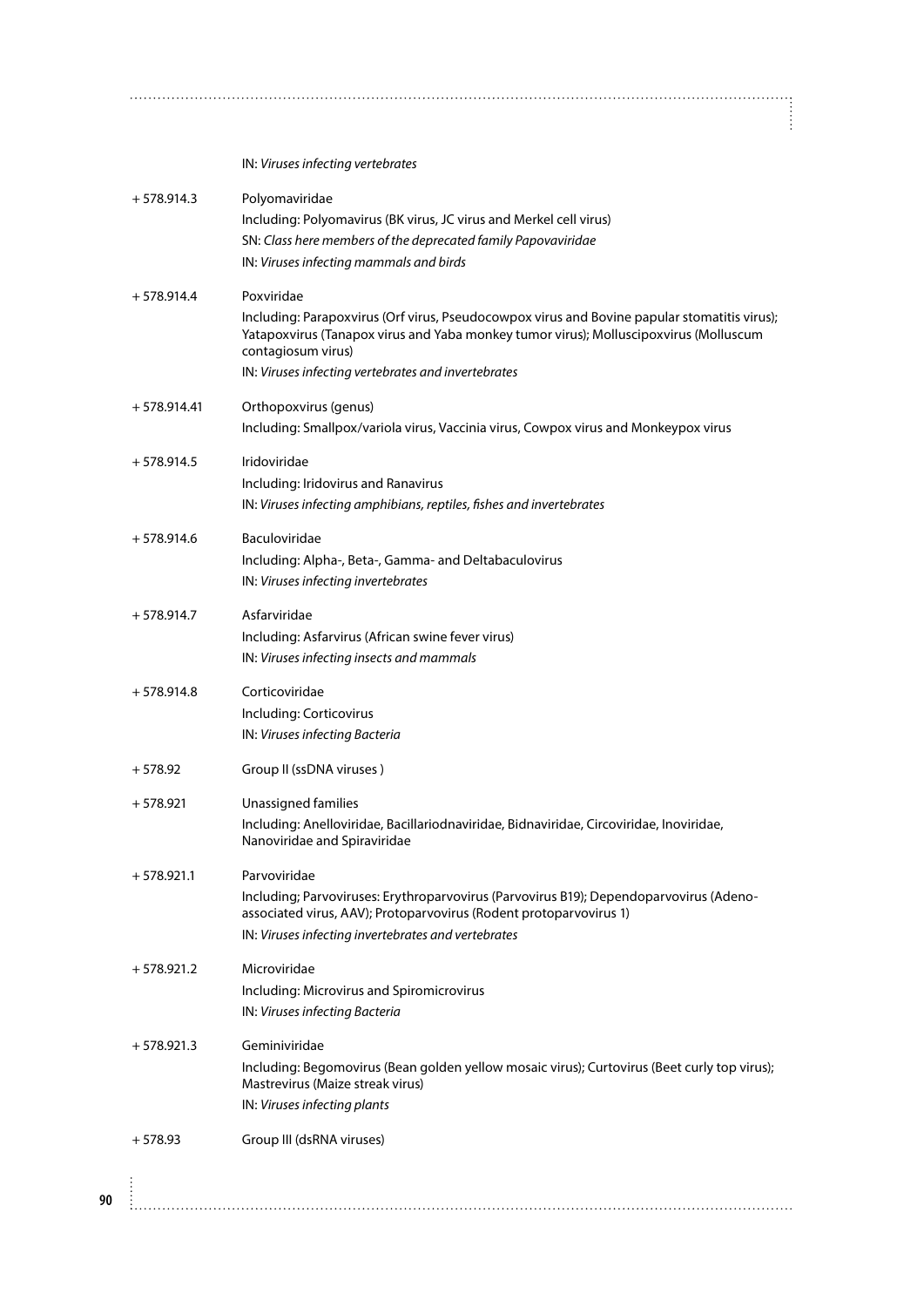IN: *Viruses infecting vertebrates*

+ 578.914.3 Polyomaviridae

Including: Polyomavirus (BK virus, JC virus and Merkel cell virus)

SN: *Class here members of the deprecated family Papovaviridae*

IN: *Viruses infecting mammals and birds*

+ 578.914.4 Poxviridae

Including: Parapoxvirus (Orf virus, Pseudocowpox virus and Bovine papular stomatitis virus); Yatapoxvirus (Tanapox virus and Yaba monkey tumor virus); Molluscipoxvirus (Molluscum contagiosum virus)

IN: *Viruses infecting vertebrates and invertebrates*

+ 578.914.41 Orthopoxvirus (genus)

Including: Smallpox/variola virus, Vaccinia virus, Cowpox virus and Monkeypox virus

+ 578.914.5 Iridoviridae

Including: Iridovirus and Ranavirus

IN: *Viruses infecting amphibians, reptiles, fishes and invertebrates*

+ 578.914.6 Baculoviridae

Including: Alpha-, Beta-, Gamma- and Deltabaculovirus

IN: *Viruses infecting invertebrates*

+ 578.914.7 Asfarviridae

Including: Asfarvirus (African swine fever virus)

IN: *Viruses infecting insects and mammals*

+ 578.914.8 Corticoviridae

Including: Corticovirus

IN: *Viruses infecting Bacteria*

+ 578.92 Group II (ssDNA viruses )

+ 578.921 Unassigned families

Including: Anelloviridae, Bacillariodnaviridae, Bidnaviridae, Circoviridae, Inoviridae, Nanoviridae and Spiraviridae

+ 578.921.1 Parvoviridae

Including; Parvoviruses: Erythroparvovirus (Parvovirus B19); Dependoparvovirus (Adeno-associated virus, AAV); Protoparvovirus (Rodent protoparvovirus 1)

IN: *Viruses infecting invertebrates and vertebrates*

+ 578.921.2 Microviridae

Including: Microvirus and Spiromicrovirus

IN: *Viruses infecting Bacteria*

+ 578.921.3 Geminiviridae

Including: Begomovirus (Bean golden yellow mosaic virus); Curtovirus (Beet curly top virus); Mastrevirus (Maize streak virus)

IN: *Viruses infecting plants*

+ 578.93 Group III (dsRNA viruses)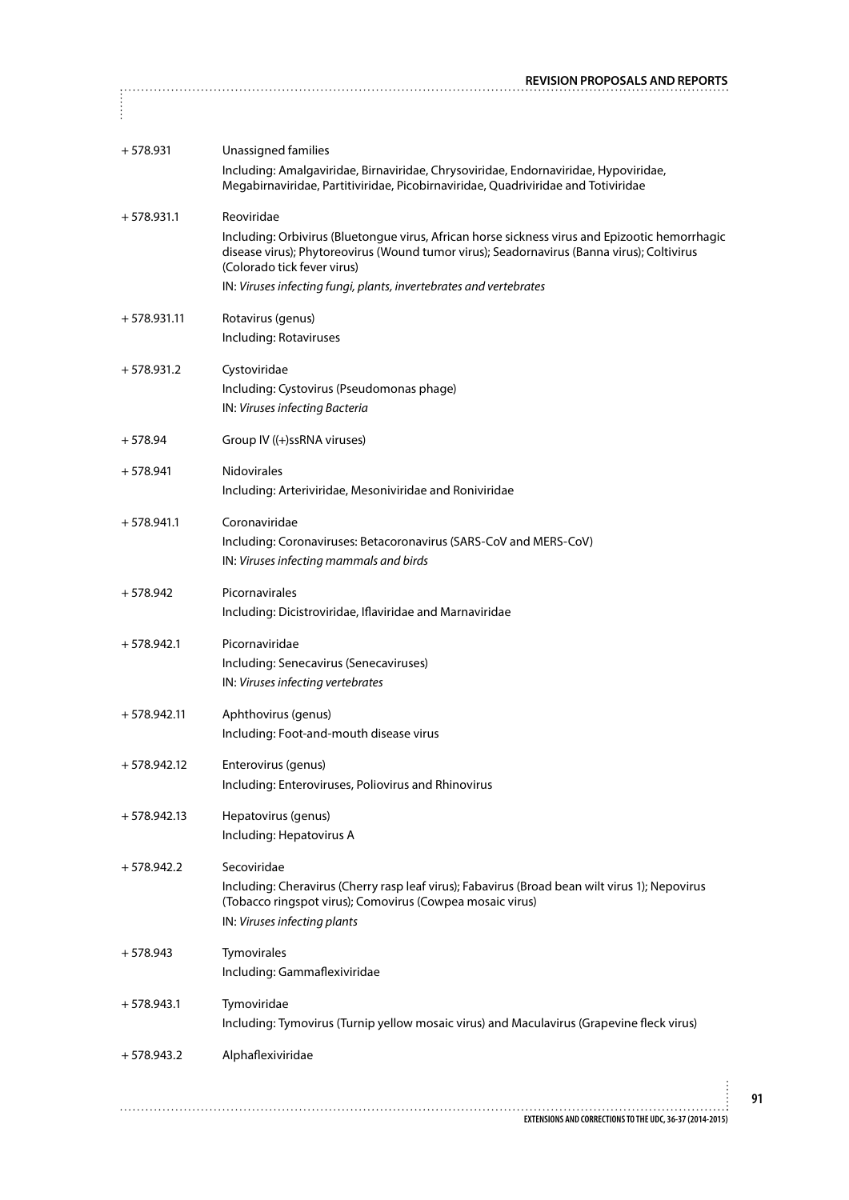| | |
|---|---|
| + 578.931 | Unassigned families<br>Including: Amalgaviridae, Birnaviridae, Chrysoviridae, Endornaviridae, Hypoviridae, Megabirnaviridae, Partitiviridae, Picobirnaviridae, Quadriviridae and Totiviridae |
| + 578.931.1 | Reoviridae<br>Including: Orbivirus (Bluetongue virus, African horse sickness virus and Epizootic hemorrhagic disease virus); Phytoreovirus (Wound tumor virus); Seadornavirus (Banna virus); Coltivirus (Colorado tick fever virus)<br>IN: *Viruses infecting fungi, plants, invertebrates and vertebrates* |
| + 578.931.11 | Rotavirus (genus)<br>Including: Rotaviruses |
| + 578.931.2 | Cystoviridae<br>Including: Cystovirus (Pseudomonas phage)<br>IN: *Viruses infecting Bacteria* |
| + 578.94 | Group IV ((+)ssRNA viruses) |
| + 578.941 | Nidovirales<br>Including: Arteriviridae, Mesoniviridae and Roniviridae |
| + 578.941.1 | Coronaviridae<br>Including: Coronaviruses: Betacoronavirus (SARS-CoV and MERS-CoV)<br>IN: *Viruses infecting mammals and birds* |
| + 578.942 | Picornavirales<br>Including: Dicistroviridae, Iflaviridae and Marnaviridae |
| + 578.942.1 | Picornaviridae<br>Including: Senecavirus (Senecaviruses)<br>IN: *Viruses infecting vertebrates* |
| + 578.942.11 | Aphthovirus (genus)<br>Including: Foot-and-mouth disease virus |
| + 578.942.12 | Enterovirus (genus)<br>Including: Enteroviruses, Poliovirus and Rhinovirus |
| + 578.942.13 | Hepatovirus (genus)<br>Including: Hepatovirus A |
| + 578.942.2 | Secoviridae<br>Including: Cheravirus (Cherry rasp leaf virus); Fabavirus (Broad bean wilt virus 1); Nepovirus (Tobacco ringspot virus); Comovirus (Cowpea mosaic virus)<br>IN: *Viruses infecting plants* |
| + 578.943 | Tymovirales<br>Including: Gammaflexiviridae |
| + 578.943.1 | Tymoviridae<br>Including: Tymovirus (Turnip yellow mosaic virus) and Maculavirus (Grapevine fleck virus) |
| + 578.943.2 | Alphaflexiviridae |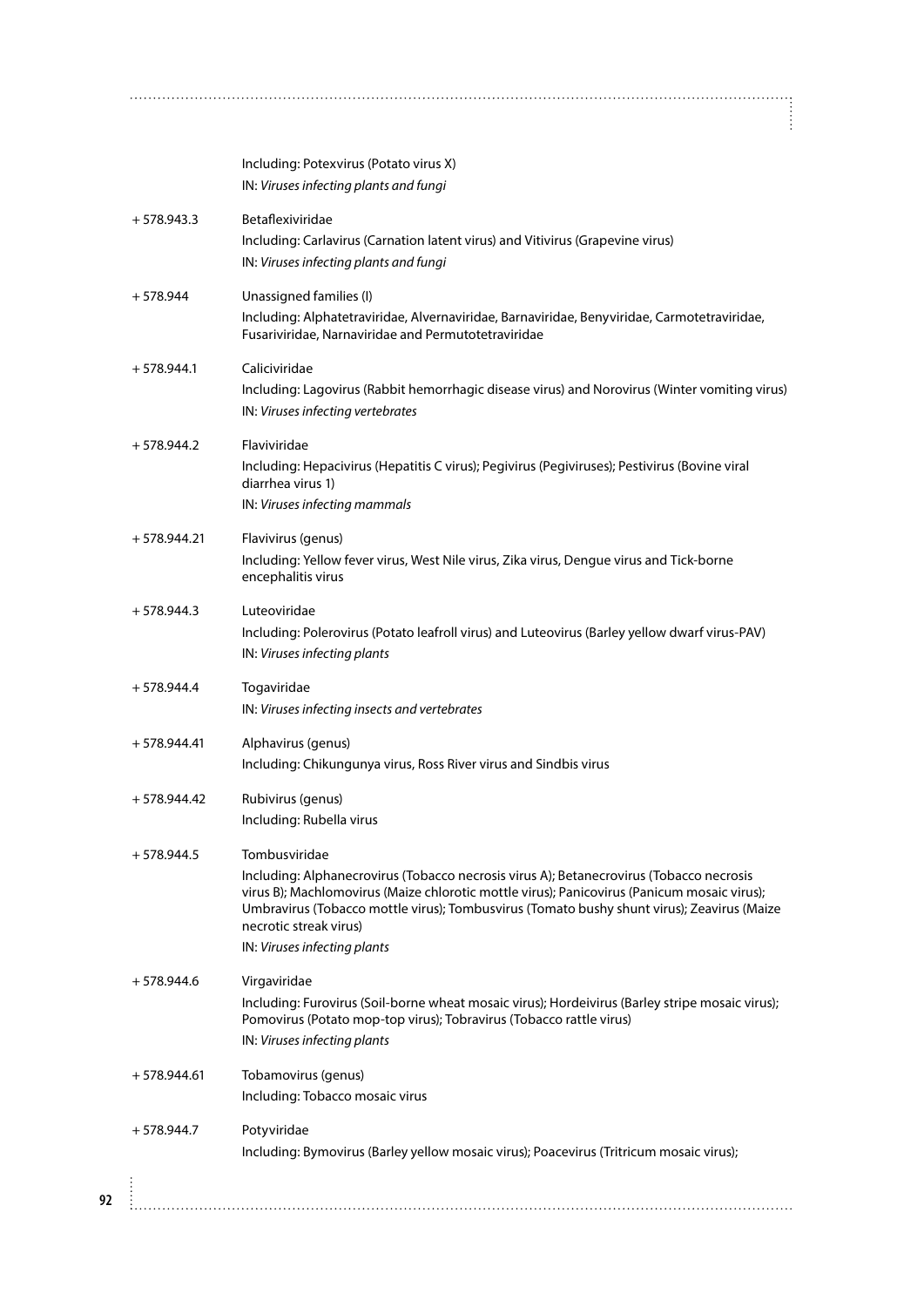Including: Potexvirus (Potato virus X)
IN: *Viruses infecting plants and fungi*

+ 578.943.3 Betaflexiviridae
Including: Carlavirus (Carnation latent virus) and Vitivirus (Grapevine virus)
IN: *Viruses infecting plants and fungi*

+ 578.944 Unassigned families (I)
Including: Alphatetraviridae, Alvernaviridae, Barnaviridae, Benyviridae, Carmotetraviridae, Fusariviridae, Narnaviridae and Permutotetraviridae

+ 578.944.1 Caliciviridae
Including: Lagovirus (Rabbit hemorrhagic disease virus) and Norovirus (Winter vomiting virus)
IN: *Viruses infecting vertebrates*

+ 578.944.2 Flaviviridae
Including: Hepacivirus (Hepatitis C virus); Pegivirus (Pegiviruses); Pestivirus (Bovine viral diarrhea virus 1)
IN: *Viruses infecting mammals*

+ 578.944.21 Flavivirus (genus)
Including: Yellow fever virus, West Nile virus, Zika virus, Dengue virus and Tick-borne encephalitis virus

+ 578.944.3 Luteoviridae
Including: Polerovirus (Potato leafroll virus) and Luteovirus (Barley yellow dwarf virus-PAV)
IN: *Viruses infecting plants*

+ 578.944.4 Togaviridae
IN: *Viruses infecting insects and vertebrates*

+ 578.944.41 Alphavirus (genus)
Including: Chikungunya virus, Ross River virus and Sindbis virus

+ 578.944.42 Rubivirus (genus)
Including: Rubella virus

+ 578.944.5 Tombusviridae
Including: Alphanecrovirus (Tobacco necrosis virus A); Betanecrovirus (Tobacco necrosis virus B); Machlomovirus (Maize chlorotic mottle virus); Panicovirus (Panicum mosaic virus); Umbravirus (Tobacco mottle virus); Tombusvirus (Tomato bushy shunt virus); Zeavirus (Maize necrotic streak virus)
IN: *Viruses infecting plants*

+ 578.944.6 Virgaviridae
Including: Furovirus (Soil-borne wheat mosaic virus); Hordeivirus (Barley stripe mosaic virus); Pomovirus (Potato mop-top virus); Tobravirus (Tobacco rattle virus)
IN: *Viruses infecting plants*

+ 578.944.61 Tobamovirus (genus)
Including: Tobacco mosaic virus

+ 578.944.7 Potyviridae
Including: Bymovirus (Barley yellow mosaic virus); Poacevirus (Tritricum mosaic virus);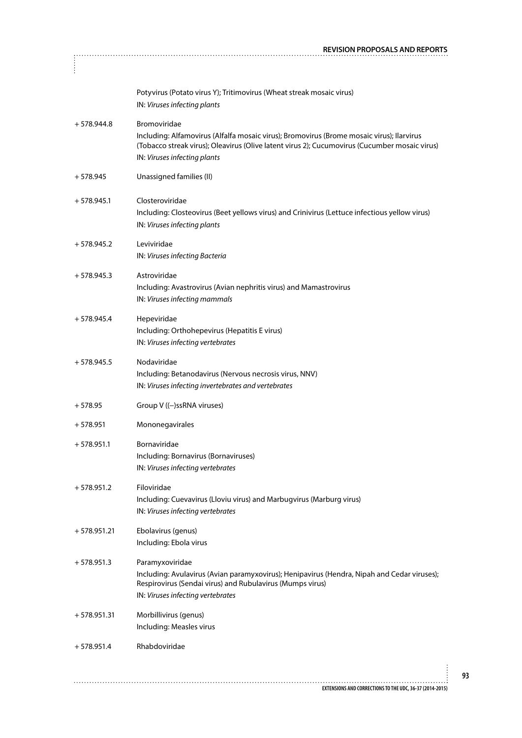Potyvirus (Potato virus Y); Tritimovirus (Wheat streak mosaic virus)
IN: *Viruses infecting plants*

| | |
|---|---|
| + 578.944.8 | Bromoviridae<br>Including: Alfamovirus (Alfalfa mosaic virus); Bromovirus (Brome mosaic virus); Ilarvirus (Tobacco streak virus); Oleavirus (Olive latent virus 2); Cucumovirus (Cucumber mosaic virus)<br>IN: *Viruses infecting plants* |
| + 578.945 | Unassigned families (II) |
| + 578.945.1 | Closteroviridae<br>Including: Closteovirus (Beet yellows virus) and Crinivirus (Lettuce infectious yellow virus)<br>IN: *Viruses infecting plants* |
| + 578.945.2 | Leviviridae<br>IN: *Viruses infecting Bacteria* |
| + 578.945.3 | Astroviridae<br>Including: Avastrovirus (Avian nephritis virus) and Mamastrovirus<br>IN: *Viruses infecting mammals* |
| + 578.945.4 | Hepeviridae<br>Including: Orthohepevirus (Hepatitis E virus)<br>IN: *Viruses infecting vertebrates* |
| + 578.945.5 | Nodaviridae<br>Including: Betanodavirus (Nervous necrosis virus, NNV)<br>IN: *Viruses infecting invertebrates and vertebrates* |
| + 578.95 | Group V ((−)ssRNA viruses) |
| + 578.951 | Mononegavirales |
| + 578.951.1 | Bornaviridae<br>Including: Bornavirus (Bornaviruses)<br>IN: *Viruses infecting vertebrates* |
| + 578.951.2 | Filoviridae<br>Including: Cuevavirus (Lloviu virus) and Marbugvirus (Marburg virus)<br>IN: *Viruses infecting vertebrates* |
| + 578.951.21 | Ebolavirus (genus)<br>Including: Ebola virus |
| + 578.951.3 | Paramyxoviridae<br>Including: Avulavirus (Avian paramyxovirus); Henipavirus (Hendra, Nipah and Cedar viruses); Respirovirus (Sendai virus) and Rubulavirus (Mumps virus)<br>IN: *Viruses infecting vertebrates* |
| + 578.951.31 | Morbillivirus (genus)<br>Including: Measles virus |
| + 578.951.4 | Rhabdoviridae |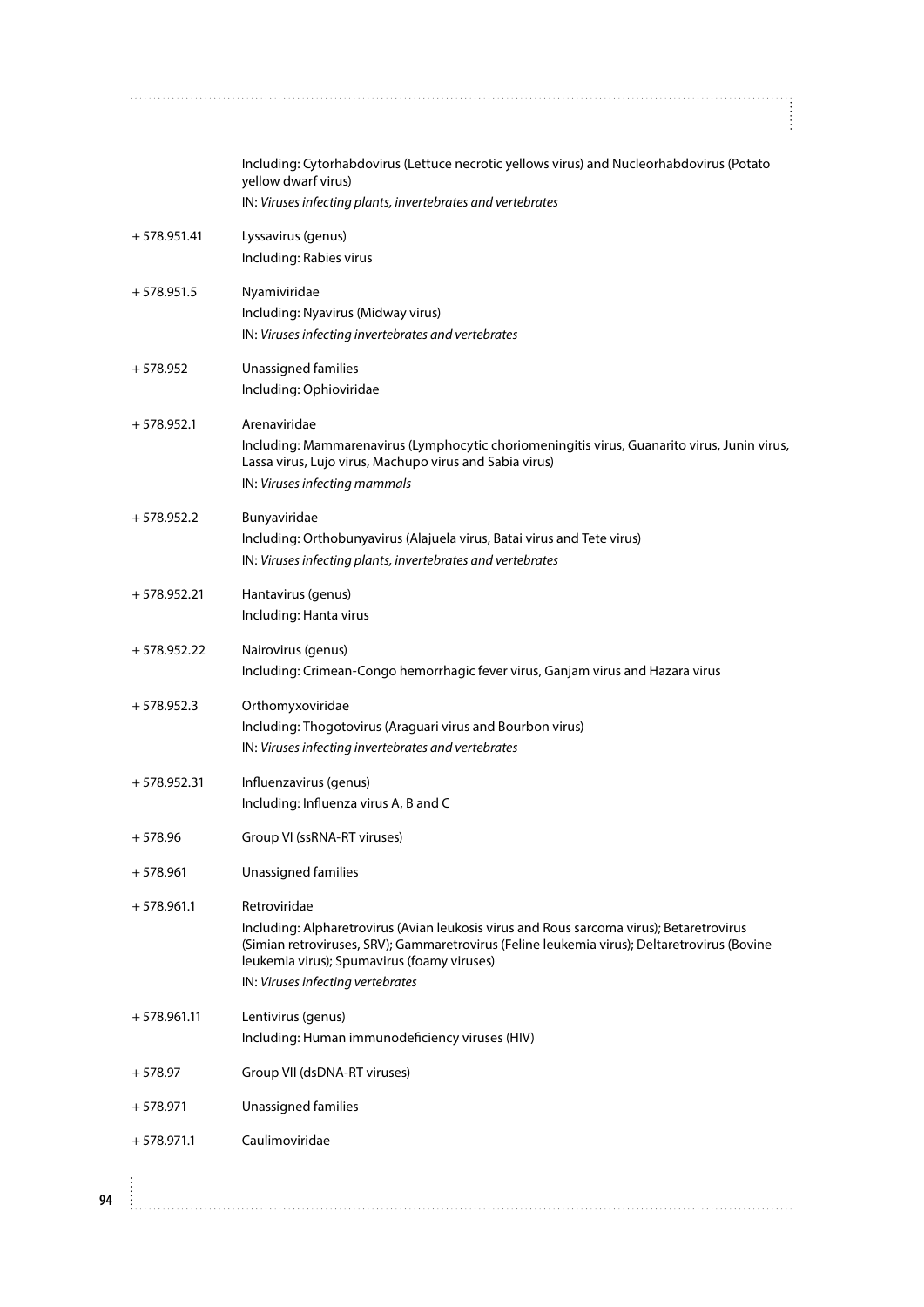Including: Cytorhabdovirus (Lettuce necrotic yellows virus) and Nucleorhabdovirus (Potato yellow dwarf virus)

IN: *Viruses infecting plants, invertebrates and vertebrates*

| | |
|---|---|
| + 578.951.41 | Lyssavirus (genus)<br>Including: Rabies virus |
| + 578.951.5 | Nyamiviridae<br>Including: Nyavirus (Midway virus)<br>IN: *Viruses infecting invertebrates and vertebrates* |
| + 578.952 | Unassigned families<br>Including: Ophioviridae |
| + 578.952.1 | Arenaviridae<br>Including: Mammarenavirus (Lymphocytic choriomeningitis virus, Guanarito virus, Junin virus, Lassa virus, Lujo virus, Machupo virus and Sabia virus)<br>IN: *Viruses infecting mammals* |
| + 578.952.2 | Bunyaviridae<br>Including: Orthobunyavirus (Alajuela virus, Batai virus and Tete virus)<br>IN: *Viruses infecting plants, invertebrates and vertebrates* |
| + 578.952.21 | Hantavirus (genus)<br>Including: Hanta virus |
| + 578.952.22 | Nairovirus (genus)<br>Including: Crimean-Congo hemorrhagic fever virus, Ganjam virus and Hazara virus |
| + 578.952.3 | Orthomyxoviridae<br>Including: Thogotovirus (Araguari virus and Bourbon virus)<br>IN: *Viruses infecting invertebrates and vertebrates* |
| + 578.952.31 | Influenzavirus (genus)<br>Including: Influenza virus A, B and C |
| + 578.96 | Group VI (ssRNA-RT viruses) |
| + 578.961 | Unassigned families |
| + 578.961.1 | Retroviridae<br>Including: Alpharetrovirus (Avian leukosis virus and Rous sarcoma virus); Betaretrovirus (Simian retroviruses, SRV); Gammaretrovirus (Feline leukemia virus); Deltaretrovirus (Bovine leukemia virus); Spumavirus (foamy viruses)<br>IN: *Viruses infecting vertebrates* |
| + 578.961.11 | Lentivirus (genus)<br>Including: Human immunodeficiency viruses (HIV) |
| + 578.97 | Group VII (dsDNA-RT viruses) |
| + 578.971 | Unassigned families |
| + 578.971.1 | Caulimoviridae |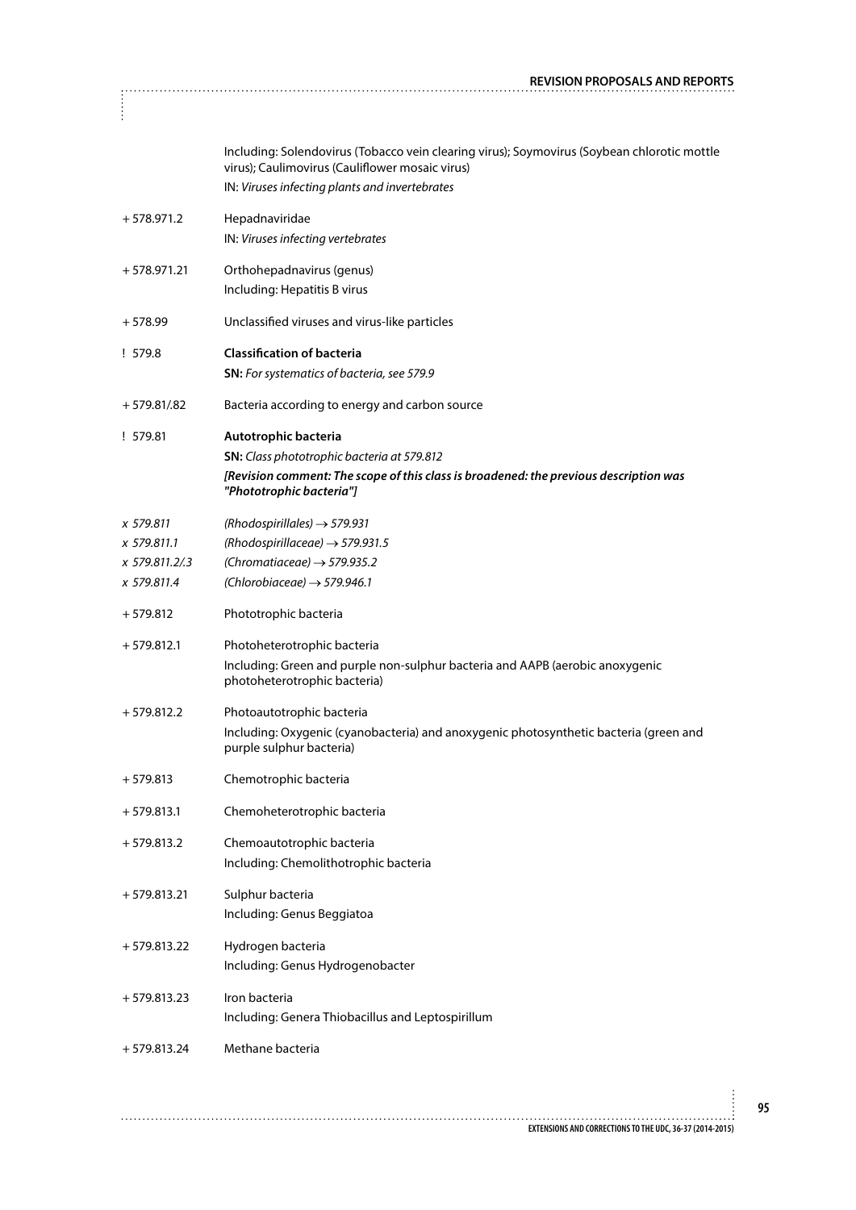Including: Solendovirus (Tobacco vein clearing virus); Soymovirus (Soybean chlorotic mottle virus); Caulimovirus (Cauliflower mosaic virus)
IN: *Viruses infecting plants and invertebrates*

| | |
|---|---|
| + 578.971.2 | Hepadnaviridae<br>IN: *Viruses infecting vertebrates* |
| + 578.971.21 | Orthohepadnavirus (genus)<br>Including: Hepatitis B virus |
| + 578.99 | Unclassified viruses and virus-like particles |
| ! 579.8 | **Classification of bacteria**<br>**SN:** *For systematics of bacteria, see 579.9* |
| + 579.81/.82 | Bacteria according to energy and carbon source |
| ! 579.81 | **Autotrophic bacteria**<br>**SN:** *Class phototrophic bacteria at 579.812*<br>***[Revision comment: The scope of this class is broadened: the previous description was "Phototrophic bacteria"]*** |
| *x 579.811* | *(Rhodospirillales) → 579.931* |
| *x 579.811.1* | *(Rhodospirillaceae) → 579.931.5* |
| *x 579.811.2/.3* | *(Chromatiaceae) → 579.935.2* |
| *x 579.811.4* | *(Chlorobiaceae) → 579.946.1* |
| + 579.812 | Phototrophic bacteria |
| + 579.812.1 | Photoheterotrophic bacteria<br>Including: Green and purple non-sulphur bacteria and AAPB (aerobic anoxygenic photoheterotrophic bacteria) |
| + 579.812.2 | Photoautotrophic bacteria<br>Including: Oxygenic (cyanobacteria) and anoxygenic photosynthetic bacteria (green and purple sulphur bacteria) |
| + 579.813 | Chemotrophic bacteria |
| + 579.813.1 | Chemoheterotrophic bacteria |
| + 579.813.2 | Chemoautotrophic bacteria<br>Including: Chemolithotrophic bacteria |
| + 579.813.21 | Sulphur bacteria<br>Including: Genus Beggiatoa |
| + 579.813.22 | Hydrogen bacteria<br>Including: Genus Hydrogenobacter |
| + 579.813.23 | Iron bacteria<br>Including: Genera Thiobacillus and Leptospirillum |
| + 579.813.24 | Methane bacteria |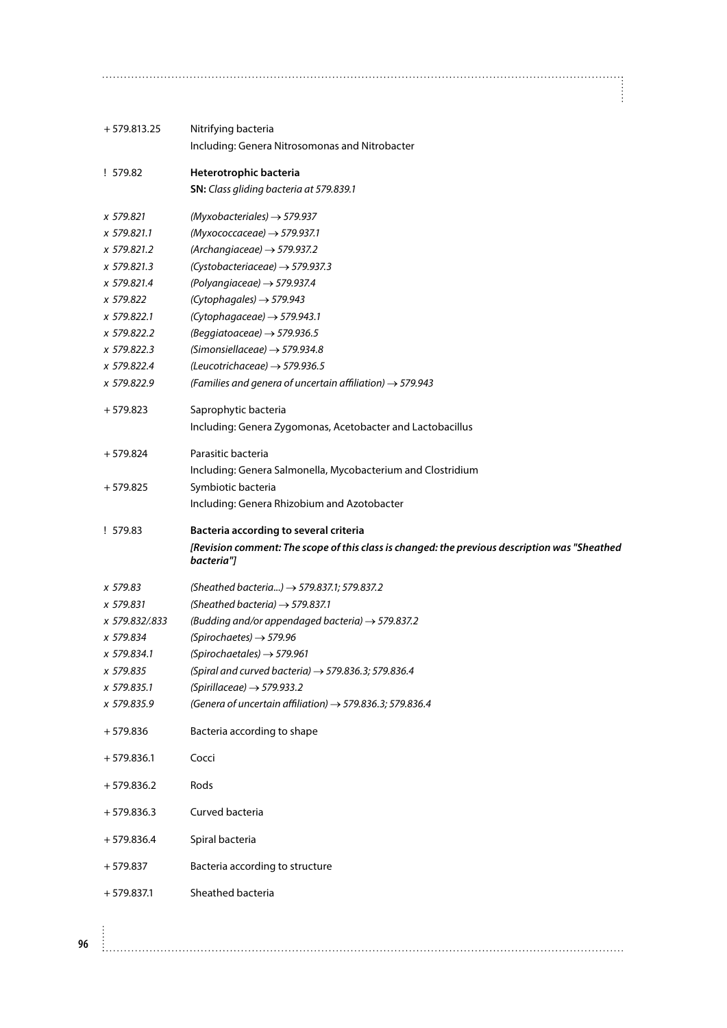| | |
|---|---|
| + 579.813.25 | Nitrifying bacteria<br>Including: Genera Nitrosomonas and Nitrobacter |
| ! 579.82 | **Heterotrophic bacteria**<br>**SN:** *Class gliding bacteria at 579.839.1* |
| *x 579.821* | *(Myxobacteriales) → 579.937* |
| *x 579.821.1* | *(Myxococcaceae) → 579.937.1* |
| *x 579.821.2* | *(Archangiaceae) → 579.937.2* |
| *x 579.821.3* | *(Cystobacteriaceae) → 579.937.3* |
| *x 579.821.4* | *(Polyangiaceae) → 579.937.4* |
| *x 579.822* | *(Cytophagales) → 579.943* |
| *x 579.822.1* | *(Cytophagaceae) → 579.943.1* |
| *x 579.822.2* | *(Beggiatoaceae) → 579.936.5* |
| *x 579.822.3* | *(Simonsiellaceae) → 579.934.8* |
| *x 579.822.4* | *(Leucotrichaceae) → 579.936.5* |
| *x 579.822.9* | *(Families and genera of uncertain affiliation) → 579.943* |
| + 579.823 | Saprophytic bacteria<br>Including: Genera Zygomonas, Acetobacter and Lactobacillus |
| + 579.824 | Parasitic bacteria<br>Including: Genera Salmonella, Mycobacterium and Clostridium |
| + 579.825 | Symbiotic bacteria<br>Including: Genera Rhizobium and Azotobacter |
| ! 579.83 | **Bacteria according to several criteria**<br>***[Revision comment: The scope of this class is changed: the previous description was "Sheathed bacteria"]*** |
| *x 579.83* | *(Sheathed bacteria...) → 579.837.1; 579.837.2* |
| *x 579.831* | *(Sheathed bacteria) → 579.837.1* |
| *x 579.832/.833* | *(Budding and/or appendaged bacteria) → 579.837.2* |
| *x 579.834* | *(Spirochaetes) → 579.96* |
| *x 579.834.1* | *(Spirochaetales) → 579.961* |
| *x 579.835* | *(Spiral and curved bacteria) → 579.836.3; 579.836.4* |
| *x 579.835.1* | *(Spirillaceae) → 579.933.2* |
| *x 579.835.9* | *(Genera of uncertain affiliation) → 579.836.3; 579.836.4* |
| + 579.836 | Bacteria according to shape |
| + 579.836.1 | Cocci |
| + 579.836.2 | Rods |
| + 579.836.3 | Curved bacteria |
| + 579.836.4 | Spiral bacteria |
| + 579.837 | Bacteria according to structure |
| + 579.837.1 | Sheathed bacteria |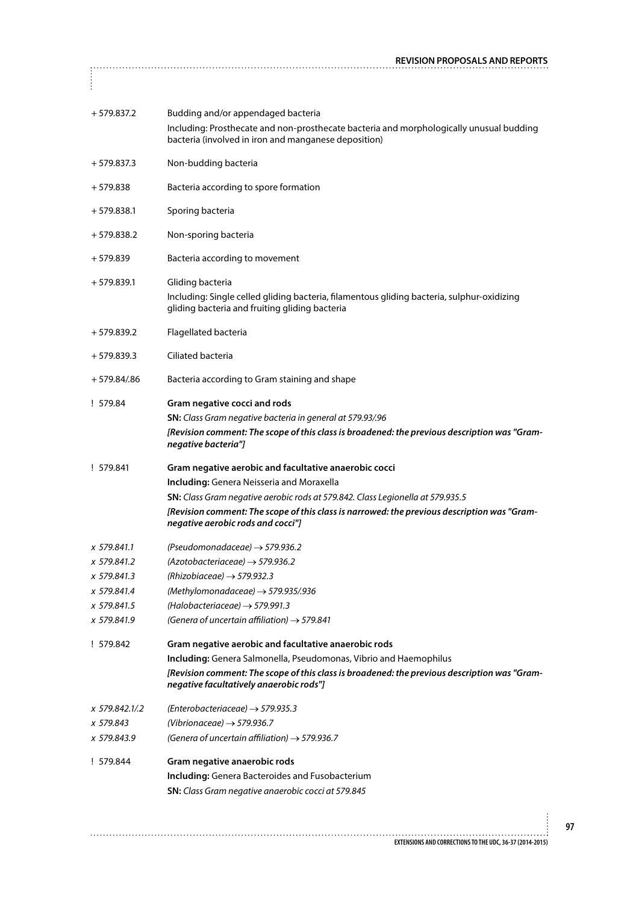| | |
|---|---|
| + 579.837.2 | Budding and/or appendaged bacteria<br>Including: Prosthecate and non-prosthecate bacteria and morphologically unusual budding bacteria (involved in iron and manganese deposition) |
| + 579.837.3 | Non-budding bacteria |
| + 579.838 | Bacteria according to spore formation |
| + 579.838.1 | Sporing bacteria |
| + 579.838.2 | Non-sporing bacteria |
| + 579.839 | Bacteria according to movement |
| + 579.839.1 | Gliding bacteria<br>Including: Single celled gliding bacteria, filamentous gliding bacteria, sulphur-oxidizing gliding bacteria and fruiting gliding bacteria |
| + 579.839.2 | Flagellated bacteria |
| + 579.839.3 | Ciliated bacteria |
| + 579.84/.86 | Bacteria according to Gram staining and shape |
| ! 579.84 | **Gram negative cocci and rods**<br>**SN:** *Class Gram negative bacteria in general at 579.93/.96*<br>***[Revision comment: The scope of this class is broadened: the previous description was "Gram-negative bacteria"]*** |
| ! 579.841 | **Gram negative aerobic and facultative anaerobic cocci**<br>**Including:** Genera Neisseria and Moraxella<br>**SN:** *Class Gram negative aerobic rods at 579.842. Class Legionella at 579.935.5*<br>***[Revision comment: The scope of this class is narrowed: the previous description was "Gram-negative aerobic rods and cocci"]*** |
| *x 579.841.1* | *(Pseudomonadaceae) → 579.936.2* |
| *x 579.841.2* | *(Azotobacteriaceae) → 579.936.2* |
| *x 579.841.3* | *(Rhizobiaceae) → 579.932.3* |
| *x 579.841.4* | *(Methylomonadaceae) → 579.935/.936* |
| *x 579.841.5* | *(Halobacteriaceae) → 579.991.3* |
| *x 579.841.9* | *(Genera of uncertain affiliation) → 579.841* |
| ! 579.842 | **Gram negative aerobic and facultative anaerobic rods**<br>**Including:** Genera Salmonella, Pseudomonas, Vibrio and Haemophilus<br>***[Revision comment: The scope of this class is broadened: the previous description was "Gram-negative facultatively anaerobic rods"]*** |
| *x 579.842.1/.2* | *(Enterobacteriaceae) → 579.935.3* |
| *x 579.843* | *(Vibrionaceae) → 579.936.7* |
| *x 579.843.9* | *(Genera of uncertain affiliation) → 579.936.7* |
| ! 579.844 | **Gram negative anaerobic rods**<br>**Including:** Genera Bacteroides and Fusobacterium<br>**SN:** *Class Gram negative anaerobic cocci at 579.845* |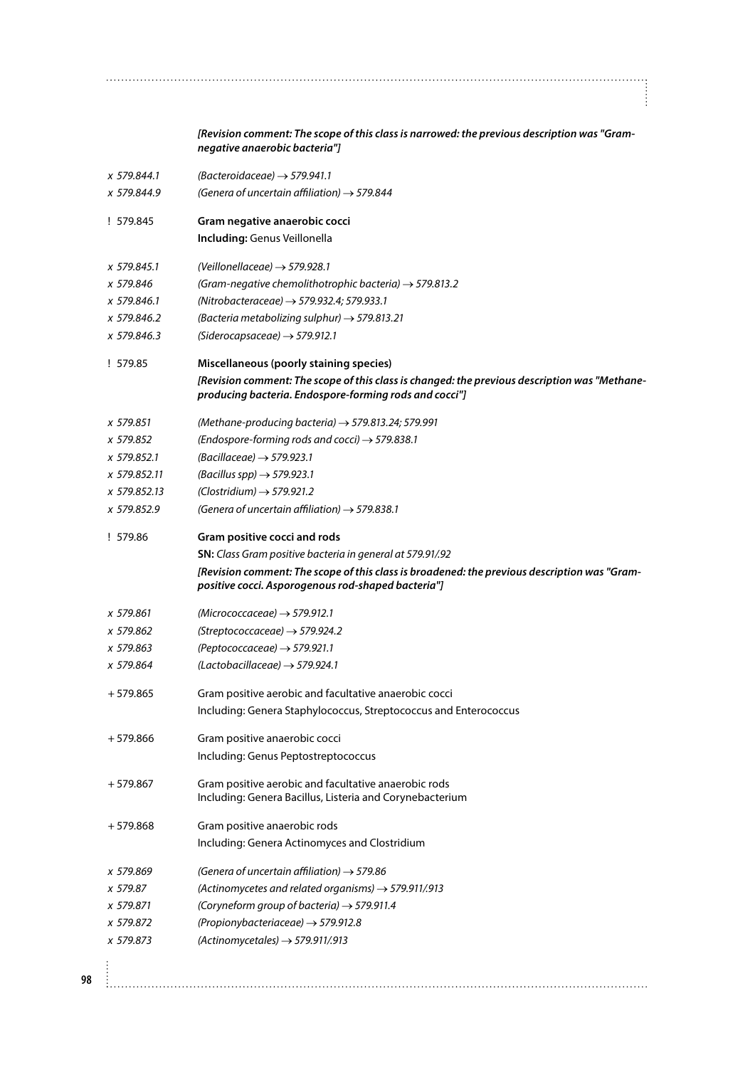***[Revision comment: The scope of this class is narrowed: the previous description was "Gram-negative anaerobic bacteria"]***

| | |
|---|---|
| *x 579.844.1* | *(Bacteroidaceae) → 579.941.1* |
| *x 579.844.9* | *(Genera of uncertain affiliation) → 579.844* |
| ! 579.845 | **Gram negative anaerobic cocci** |
| | **Including:** Genus Veillonella |
| *x 579.845.1* | *(Veillonellaceae) → 579.928.1* |
| *x 579.846* | *(Gram-negative chemolithotrophic bacteria) → 579.813.2* |
| *x 579.846.1* | *(Nitrobacteraceae) → 579.932.4; 579.933.1* |
| *x 579.846.2* | *(Bacteria metabolizing sulphur) → 579.813.21* |
| *x 579.846.3* | *(Siderocapsaceae) → 579.912.1* |
| ! 579.85 | **Miscellaneous (poorly staining species)** |
| | ***[Revision comment: The scope of this class is changed: the previous description was "Methane-producing bacteria. Endospore-forming rods and cocci"]*** |
| *x 579.851* | *(Methane-producing bacteria) → 579.813.24; 579.991* |
| *x 579.852* | *(Endospore-forming rods and cocci) → 579.838.1* |
| *x 579.852.1* | *(Bacillaceae) → 579.923.1* |
| *x 579.852.11* | *(Bacillus spp) → 579.923.1* |
| *x 579.852.13* | *(Clostridium) → 579.921.2* |
| *x 579.852.9* | *(Genera of uncertain affiliation) → 579.838.1* |
| ! 579.86 | **Gram positive cocci and rods** |
| | **SN:** *Class Gram positive bacteria in general at 579.91/.92* |
| | ***[Revision comment: The scope of this class is broadened: the previous description was "Gram-positive cocci. Asporogenous rod-shaped bacteria"]*** |
| *x 579.861* | *(Micrococcaceae) → 579.912.1* |
| *x 579.862* | *(Streptococcaceae) → 579.924.2* |
| *x 579.863* | *(Peptococcaceae) → 579.921.1* |
| *x 579.864* | *(Lactobacillaceae) → 579.924.1* |
| + 579.865 | Gram positive aerobic and facultative anaerobic cocci |
| | Including: Genera Staphylococcus, Streptococcus and Enterococcus |
| + 579.866 | Gram positive anaerobic cocci |
| | Including: Genus Peptostreptococcus |
| + 579.867 | Gram positive aerobic and facultative anaerobic rods |
| | Including: Genera Bacillus, Listeria and Corynebacterium |
| + 579.868 | Gram positive anaerobic rods |
| | Including: Genera Actinomyces and Clostridium |
| *x 579.869* | *(Genera of uncertain affiliation) → 579.86* |
| *x 579.87* | *(Actinomycetes and related organisms) → 579.911/.913* |
| *x 579.871* | *(Coryneform group of bacteria) → 579.911.4* |
| *x 579.872* | *(Propionybacteriaceae) → 579.912.8* |
| *x 579.873* | *(Actinomycetales) → 579.911/.913* |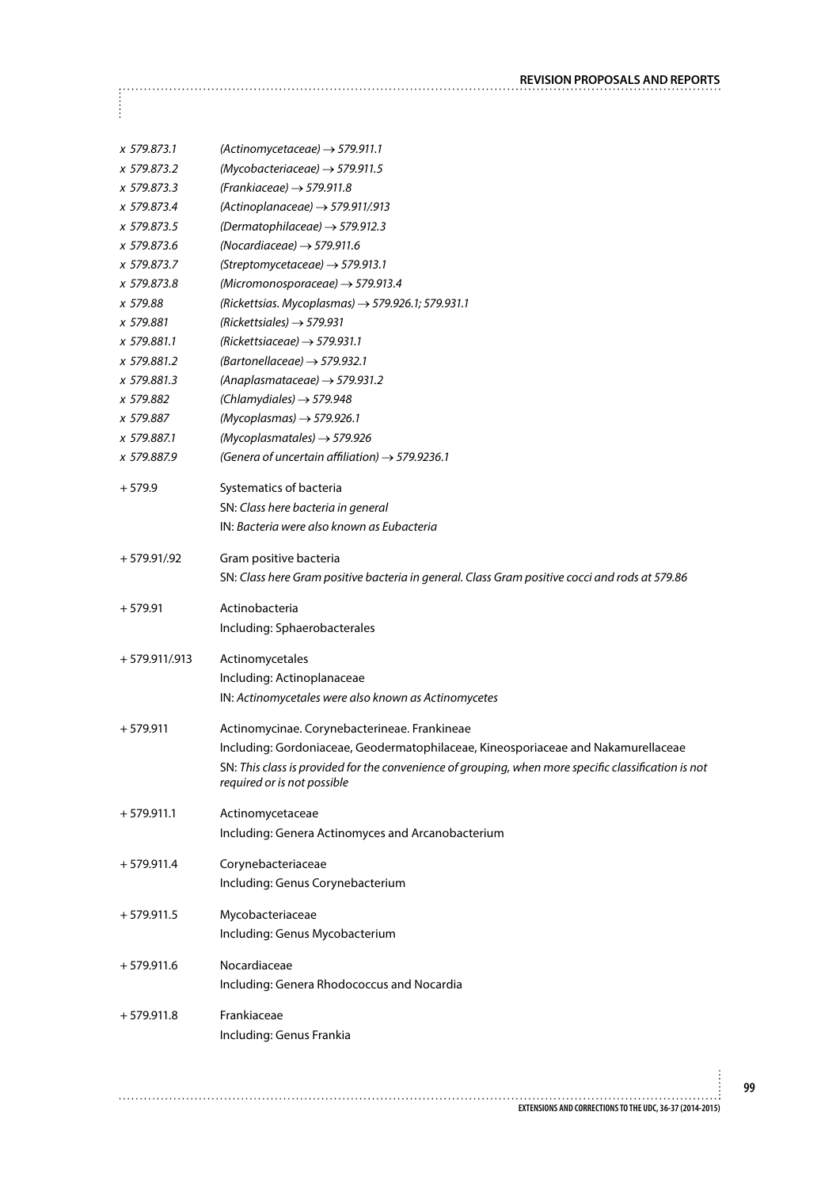| | |
|---|---|
| *x 579.873.1* | *(Actinomycetaceae) → 579.911.1* |
| *x 579.873.2* | *(Mycobacteriaceae) → 579.911.5* |
| *x 579.873.3* | *(Frankiaceae) → 579.911.8* |
| *x 579.873.4* | *(Actinoplanaceae) → 579.911/.913* |
| *x 579.873.5* | *(Dermatophilaceae) → 579.912.3* |
| *x 579.873.6* | *(Nocardiaceae) → 579.911.6* |
| *x 579.873.7* | *(Streptomycetaceae) → 579.913.1* |
| *x 579.873.8* | *(Micromonosporaceae) → 579.913.4* |
| *x 579.88* | *(Rickettsias. Mycoplasmas) → 579.926.1; 579.931.1* |
| *x 579.881* | *(Rickettsiales) → 579.931* |
| *x 579.881.1* | *(Rickettsiaceae) → 579.931.1* |
| *x 579.881.2* | *(Bartonellaceae) → 579.932.1* |
| *x 579.881.3* | *(Anaplasmataceae) → 579.931.2* |
| *x 579.882* | *(Chlamydiales) → 579.948* |
| *x 579.887* | *(Mycoplasmas) → 579.926.1* |
| *x 579.887.1* | *(Mycoplasmatales) → 579.926* |
| *x 579.887.9* | *(Genera of uncertain affiliation) → 579.9236.1* |

+ 579.9 Systematics of bacteria

SN: *Class here bacteria in general*

IN: *Bacteria were also known as Eubacteria*

+ 579.91/.92 Gram positive bacteria

SN: *Class here Gram positive bacteria in general. Class Gram positive cocci and rods at 579.86*

+ 579.91 Actinobacteria

Including: Sphaerobacterales

+ 579.911/.913 Actinomycetales

Including: Actinoplanaceae

IN: *Actinomycetales were also known as Actinomycetes*

+ 579.911 Actinomycinae. Corynebacterineae. Frankineae

Including: Gordoniaceae, Geodermatophilaceae, Kineosporiaceae and Nakamurellaceae

SN: *This class is provided for the convenience of grouping, when more specific classification is not required or is not possible*

+ 579.911.1 Actinomycetaceae

Including: Genera Actinomyces and Arcanobacterium

+ 579.911.4 Corynebacteriaceae

Including: Genus Corynebacterium

+ 579.911.5 Mycobacteriaceae

Including: Genus Mycobacterium

+ 579.911.6 Nocardiaceae

Including: Genera Rhodococcus and Nocardia

+ 579.911.8 Frankiaceae

Including: Genus Frankia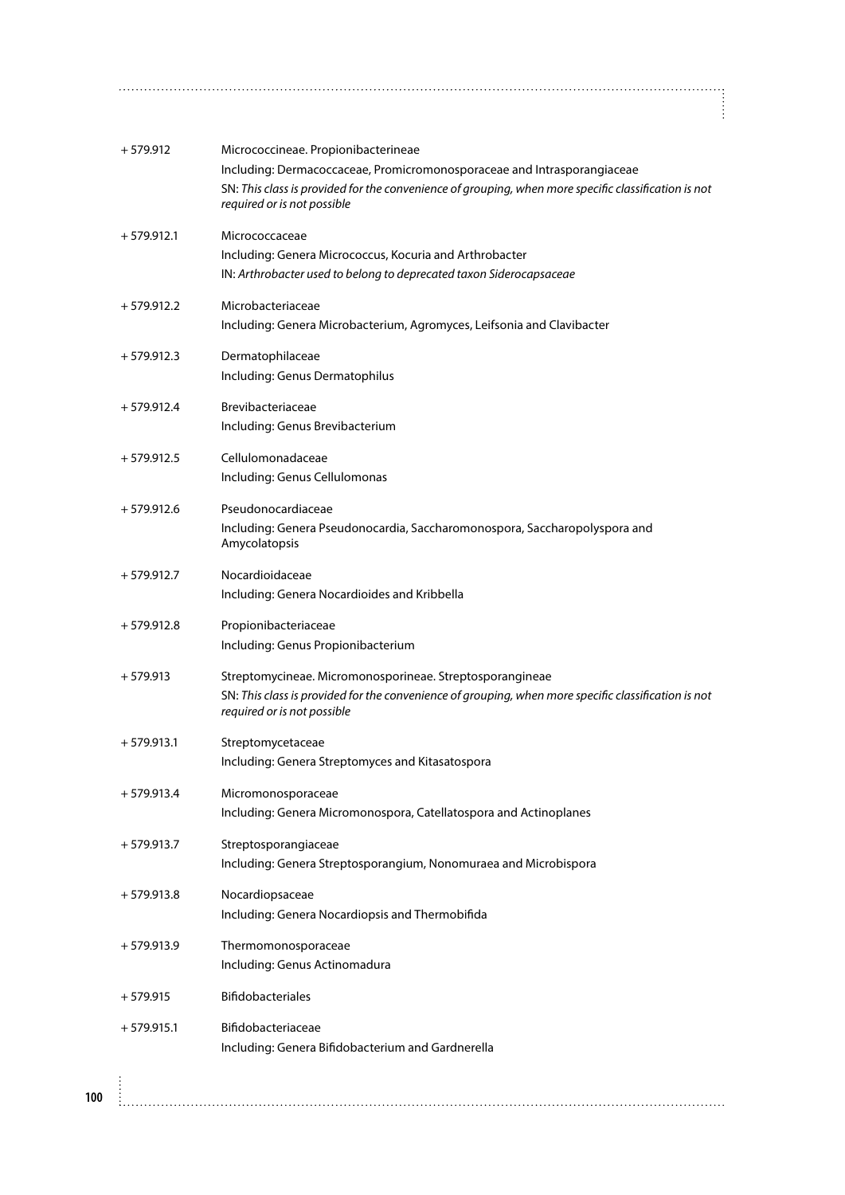+ 579.912 Micrococcineae. Propionibacterineae

Including: Dermacoccaceae, Promicromonosporaceae and Intrasporangiaceae

SN: *This class is provided for the convenience of grouping, when more specific classification is not required or is not possible*

+ 579.912.1 Micrococcaceae

Including: Genera Micrococcus, Kocuria and Arthrobacter

IN: *Arthrobacter used to belong to deprecated taxon Siderocapsaceae*

+ 579.912.2 Microbacteriaceae

Including: Genera Microbacterium, Agromyces, Leifsonia and Clavibacter

+ 579.912.3 Dermatophilaceae

Including: Genus Dermatophilus

+ 579.912.4 Brevibacteriaceae

Including: Genus Brevibacterium

+ 579.912.5 Cellulomonadaceae

Including: Genus Cellulomonas

+ 579.912.6 Pseudonocardiaceae

Including: Genera Pseudonocardia, Saccharomonospora, Saccharopolyspora and Amycolatopsis

+ 579.912.7 Nocardioidaceae

Including: Genera Nocardioides and Kribbella

+ 579.912.8 Propionibacteriaceae

Including: Genus Propionibacterium

+ 579.913 Streptomycineae. Micromonosporineae. Streptosporangineae

SN: *This class is provided for the convenience of grouping, when more specific classification is not required or is not possible*

+ 579.913.1 Streptomycetaceae

Including: Genera Streptomyces and Kitasatospora

+ 579.913.4 Micromonosporaceae

Including: Genera Micromonospora, Catellatospora and Actinoplanes

+ 579.913.7 Streptosporangiaceae

Including: Genera Streptosporangium, Nonomuraea and Microbispora

+ 579.913.8 Nocardiopsaceae

Including: Genera Nocardiopsis and Thermobifida

+ 579.913.9 Thermomonosporaceae

Including: Genus Actinomadura

+ 579.915 Bifidobacteriales

+ 579.915.1 Bifidobacteriaceae

Including: Genera Bifidobacterium and Gardnerella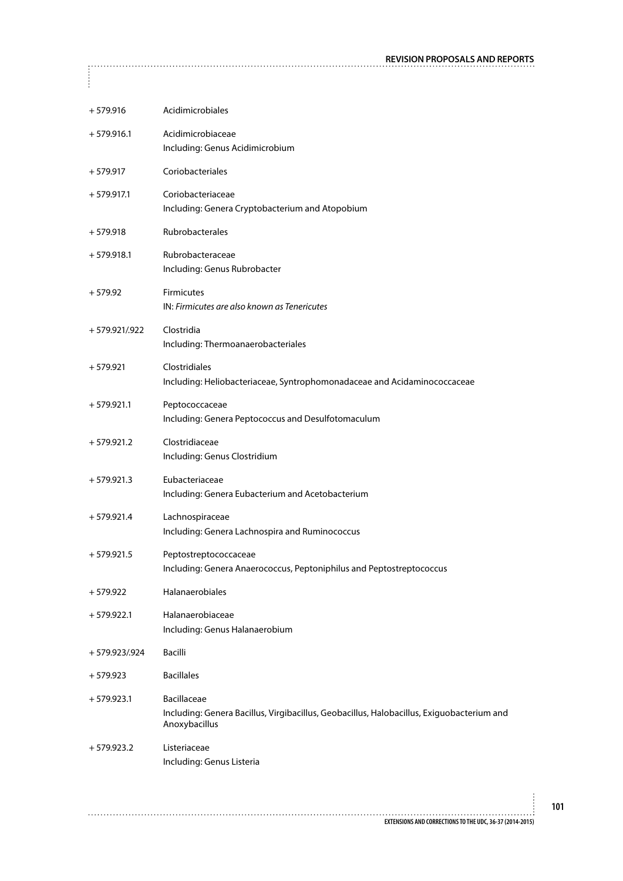| | |
|---|---|
| + 579.916 | Acidimicrobiales |
| + 579.916.1 | Acidimicrobiaceae<br>Including: Genus Acidimicrobium |
| + 579.917 | Coriobacteriales |
| + 579.917.1 | Coriobacteriaceae<br>Including: Genera Cryptobacterium and Atopobium |
| + 579.918 | Rubrobacterales |
| + 579.918.1 | Rubrobacteraceae<br>Including: Genus Rubrobacter |
| + 579.92 | Firmicutes<br>IN: *Firmicutes are also known as Tenericutes* |
| + 579.921/.922 | Clostridia<br>Including: Thermoanaerobacteriales |
| + 579.921 | Clostridiales<br>Including: Heliobacteriaceae, Syntrophomonadaceae and Acidaminococcaceae |
| + 579.921.1 | Peptococcaceae<br>Including: Genera Peptococcus and Desulfotomaculum |
| + 579.921.2 | Clostridiaceae<br>Including: Genus Clostridium |
| + 579.921.3 | Eubacteriaceae<br>Including: Genera Eubacterium and Acetobacterium |
| + 579.921.4 | Lachnospiraceae<br>Including: Genera Lachnospira and Ruminococcus |
| + 579.921.5 | Peptostreptococcaceae<br>Including: Genera Anaerococcus, Peptoniphilus and Peptostreptococcus |
| + 579.922 | Halanaerobiales |
| + 579.922.1 | Halanaerobiaceae<br>Including: Genus Halanaerobium |
| + 579.923/.924 | Bacilli |
| + 579.923 | Bacillales |
| + 579.923.1 | Bacillaceae<br>Including: Genera Bacillus, Virgibacillus, Geobacillus, Halobacillus, Exiguobacterium and Anoxybacillus |
| + 579.923.2 | Listeriaceae<br>Including: Genus Listeria |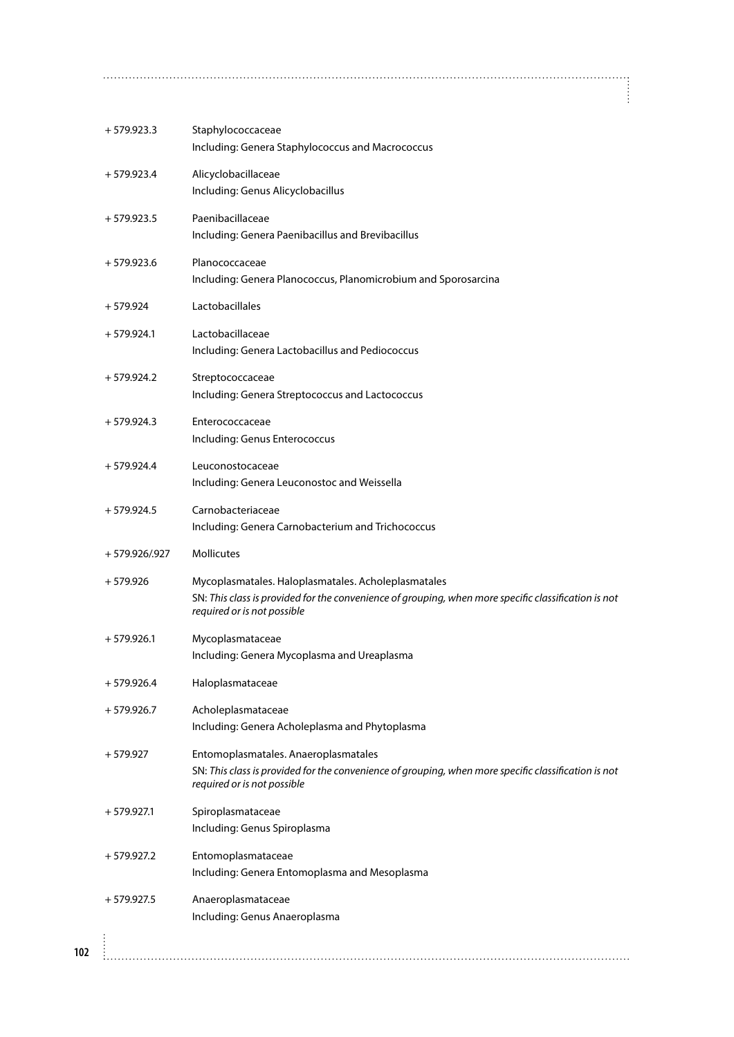+ 579.923.3 Staphylococcaceae
Including: Genera Staphylococcus and Macrococcus

+ 579.923.4 Alicyclobacillaceae
Including: Genus Alicyclobacillus

+ 579.923.5 Paenibacillaceae
Including: Genera Paenibacillus and Brevibacillus

+ 579.923.6 Planococcaceae
Including: Genera Planococcus, Planomicrobium and Sporosarcina

+ 579.924 Lactobacillales

+ 579.924.1 Lactobacillaceae
Including: Genera Lactobacillus and Pediococcus

+ 579.924.2 Streptococcaceae
Including: Genera Streptococcus and Lactococcus

+ 579.924.3 Enterococcaceae
Including: Genus Enterococcus

+ 579.924.4 Leuconostocaceae
Including: Genera Leuconostoc and Weissella

+ 579.924.5 Carnobacteriaceae
Including: Genera Carnobacterium and Trichococcus

+ 579.926/.927 Mollicutes

+ 579.926 Mycoplasmatales. Haloplasmatales. Acholeplasmatales
SN: *This class is provided for the convenience of grouping, when more specific classification is not required or is not possible*

+ 579.926.1 Mycoplasmataceae
Including: Genera Mycoplasma and Ureaplasma

+ 579.926.4 Haloplasmataceae

+ 579.926.7 Acholeplasmataceae
Including: Genera Acholeplasma and Phytoplasma

+ 579.927 Entomoplasmatales. Anaeroplasmatales
SN: *This class is provided for the convenience of grouping, when more specific classification is not required or is not possible*

+ 579.927.1 Spiroplasmataceae
Including: Genus Spiroplasma

+ 579.927.2 Entomoplasmataceae
Including: Genera Entomoplasma and Mesoplasma

+ 579.927.5 Anaeroplasmataceae
Including: Genus Anaeroplasma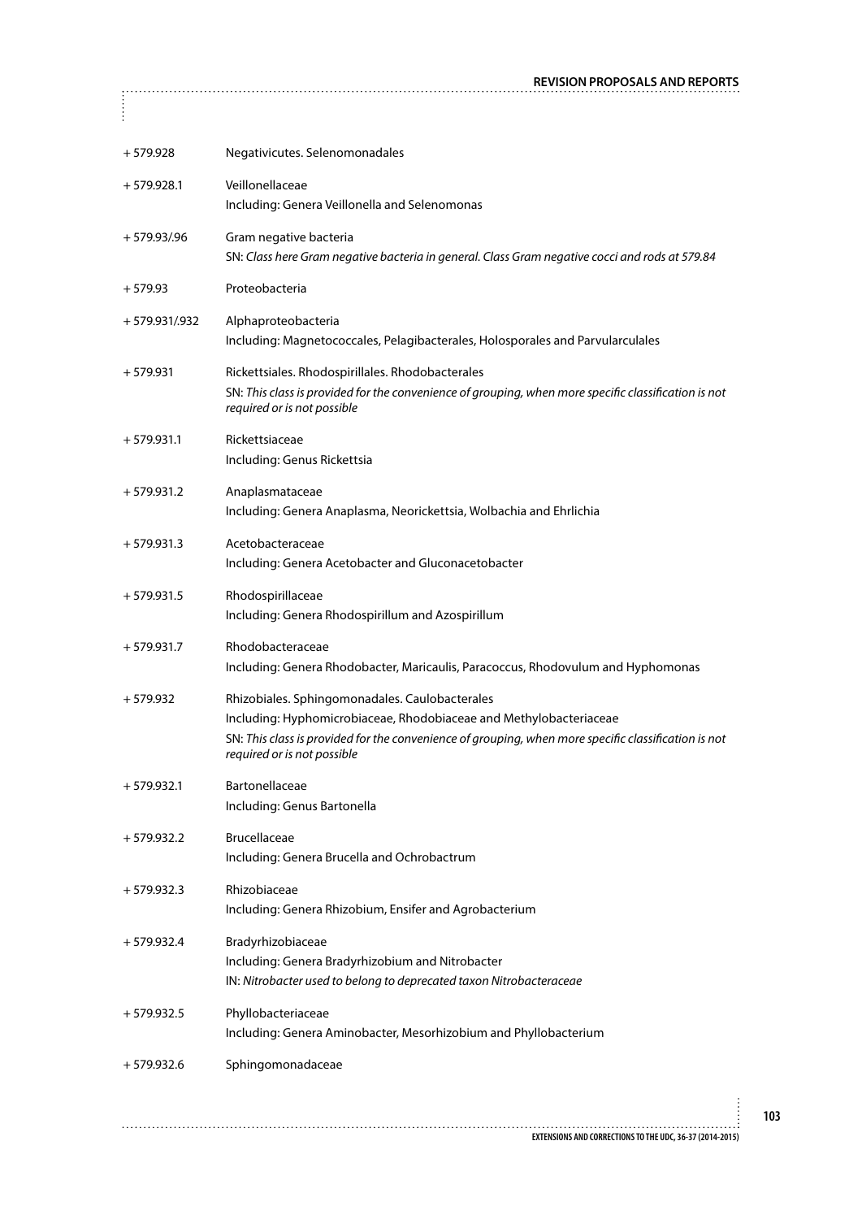| | |
|---|---|
| + 579.928 | Negativicutes. Selenomonadales |
| + 579.928.1 | Veillonellaceae<br>Including: Genera Veillonella and Selenomonas |
| + 579.93/.96 | Gram negative bacteria<br>SN: *Class here Gram negative bacteria in general. Class Gram negative cocci and rods at 579.84* |
| + 579.93 | Proteobacteria |
| + 579.931/.932 | Alphaproteobacteria<br>Including: Magnetococcales, Pelagibacterales, Holosporales and Parvularculales |
| + 579.931 | Rickettsiales. Rhodospirillales. Rhodobacterales<br>SN: *This class is provided for the convenience of grouping, when more specific classification is not required or is not possible* |
| + 579.931.1 | Rickettsiaceae<br>Including: Genus Rickettsia |
| + 579.931.2 | Anaplasmataceae<br>Including: Genera Anaplasma, Neorickettsia, Wolbachia and Ehrlichia |
| + 579.931.3 | Acetobacteraceae<br>Including: Genera Acetobacter and Gluconacetobacter |
| + 579.931.5 | Rhodospirillaceae<br>Including: Genera Rhodospirillum and Azospirillum |
| + 579.931.7 | Rhodobacteraceae<br>Including: Genera Rhodobacter, Maricaulis, Paracoccus, Rhodovulum and Hyphomonas |
| + 579.932 | Rhizobiales. Sphingomonadales. Caulobacterales<br>Including: Hyphomicrobiaceae, Rhodobiaceae and Methylobacteriaceae<br>SN: *This class is provided for the convenience of grouping, when more specific classification is not required or is not possible* |
| + 579.932.1 | Bartonellaceae<br>Including: Genus Bartonella |
| + 579.932.2 | Brucellaceae<br>Including: Genera Brucella and Ochrobactrum |
| + 579.932.3 | Rhizobiaceae<br>Including: Genera Rhizobium, Ensifer and Agrobacterium |
| + 579.932.4 | Bradyrhizobiaceae<br>Including: Genera Bradyrhizobium and Nitrobacter<br>IN: *Nitrobacter used to belong to deprecated taxon Nitrobacteraceae* |
| + 579.932.5 | Phyllobacteriaceae<br>Including: Genera Aminobacter, Mesorhizobium and Phyllobacterium |
| + 579.932.6 | Sphingomonadaceae |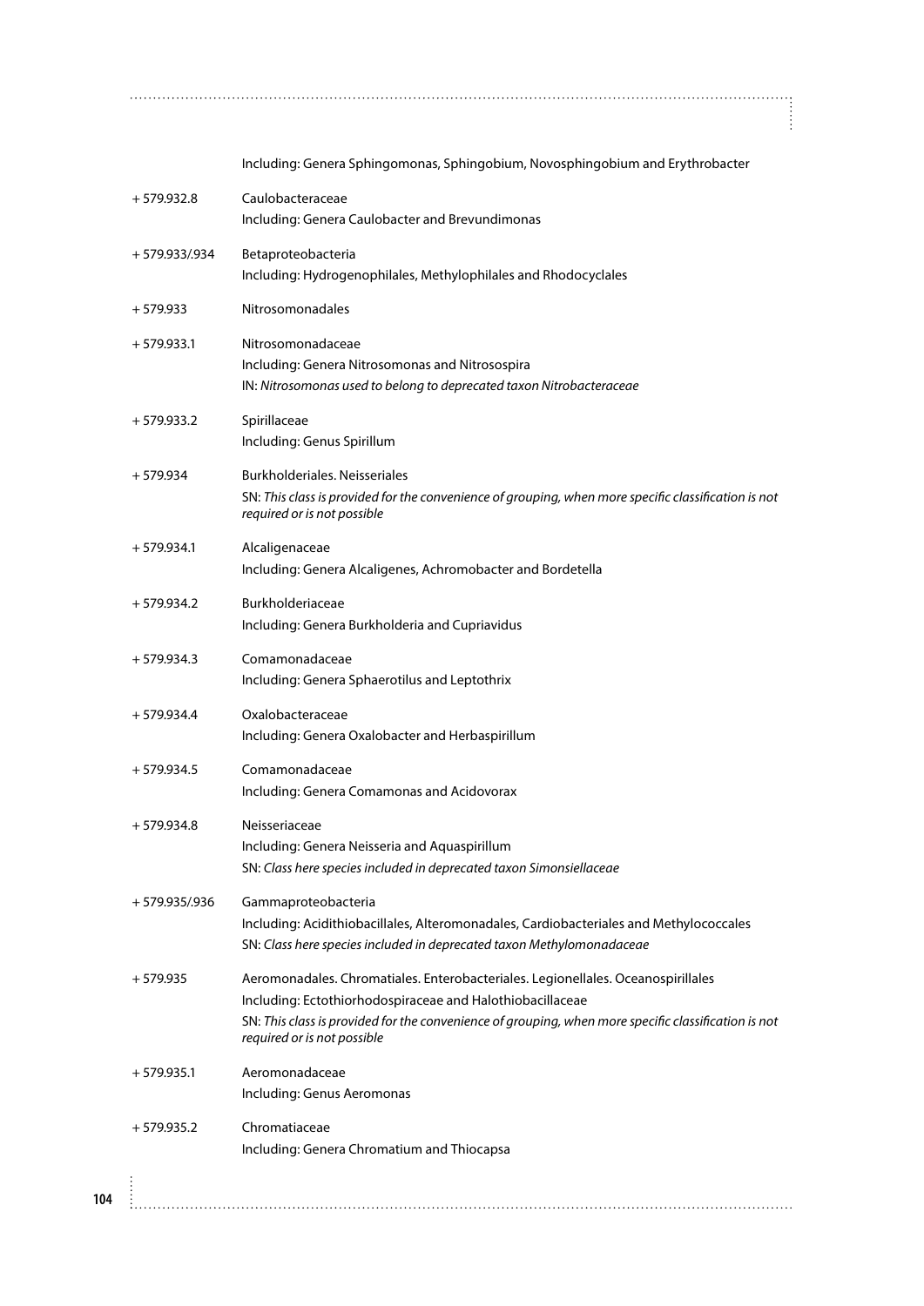Including: Genera Sphingomonas, Sphingobium, Novosphingobium and Erythrobacter

| | |
|---|---|
| + 579.932.8 | Caulobacteraceae<br>Including: Genera Caulobacter and Brevundimonas |
| + 579.933/.934 | Betaproteobacteria<br>Including: Hydrogenophilales, Methylophilales and Rhodocyclales |
| + 579.933 | Nitrosomonadales |
| + 579.933.1 | Nitrosomonadaceae<br>Including: Genera Nitrosomonas and Nitrosospira<br>IN: *Nitrosomonas used to belong to deprecated taxon Nitrobacteraceae* |
| + 579.933.2 | Spirillaceae<br>Including: Genus Spirillum |
| + 579.934 | Burkholderiales. Neisseriales<br>SN: *This class is provided for the convenience of grouping, when more specific classification is not required or is not possible* |
| + 579.934.1 | Alcaligenaceae<br>Including: Genera Alcaligenes, Achromobacter and Bordetella |
| + 579.934.2 | Burkholderiaceae<br>Including: Genera Burkholderia and Cupriavidus |
| + 579.934.3 | Comamonadaceae<br>Including: Genera Sphaerotilus and Leptothrix |
| + 579.934.4 | Oxalobacteraceae<br>Including: Genera Oxalobacter and Herbaspirillum |
| + 579.934.5 | Comamonadaceae<br>Including: Genera Comamonas and Acidovorax |
| + 579.934.8 | Neisseriaceae<br>Including: Genera Neisseria and Aquaspirillum<br>SN: *Class here species included in deprecated taxon Simonsiellaceae* |
| + 579.935/.936 | Gammaproteobacteria<br>Including: Acidithiobacillales, Alteromonadales, Cardiobacteriales and Methylococcales<br>SN: *Class here species included in deprecated taxon Methylomonadaceae* |
| + 579.935 | Aeromonadales. Chromatiales. Enterobacteriales. Legionellales. Oceanospirillales<br>Including: Ectothiorhodospiraceae and Halothiobacillaceae<br>SN: *This class is provided for the convenience of grouping, when more specific classification is not required or is not possible* |
| + 579.935.1 | Aeromonadaceae<br>Including: Genus Aeromonas |
| + 579.935.2 | Chromatiaceae<br>Including: Genera Chromatium and Thiocapsa |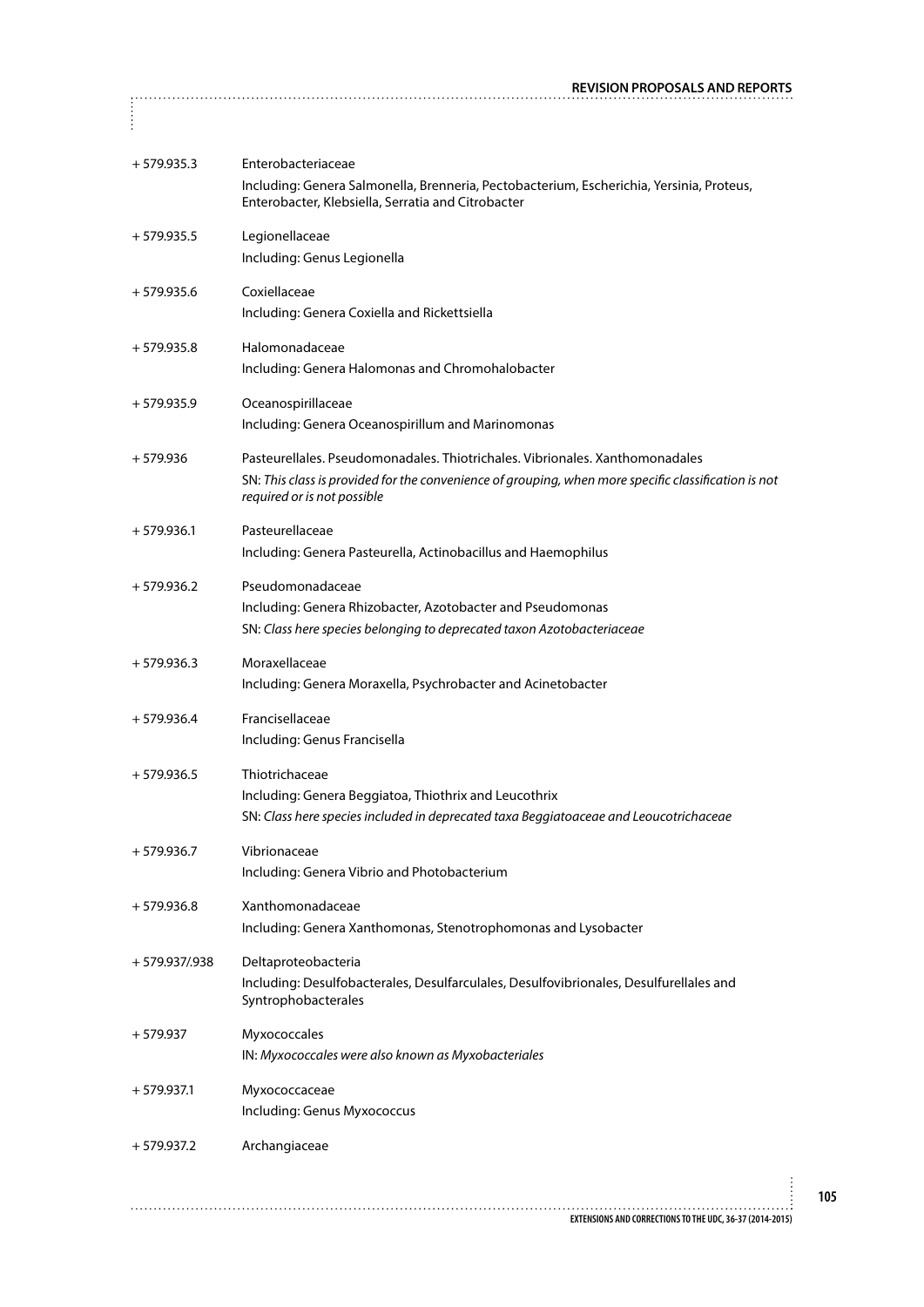+ 579.935.3 Enterobacteriaceae

Including: Genera Salmonella, Brenneria, Pectobacterium, Escherichia, Yersinia, Proteus, Enterobacter, Klebsiella, Serratia and Citrobacter

+ 579.935.5 Legionellaceae

Including: Genus Legionella

+ 579.935.6 Coxiellaceae

Including: Genera Coxiella and Rickettsiella

+ 579.935.8 Halomonadaceae

Including: Genera Halomonas and Chromohalobacter

+ 579.935.9 Oceanospirillaceae

Including: Genera Oceanospirillum and Marinomonas

+ 579.936 Pasteurellales. Pseudomonadales. Thiotrichales. Vibrionales. Xanthomonadales

SN: *This class is provided for the convenience of grouping, when more specific classification is not required or is not possible*

+ 579.936.1 Pasteurellaceae

Including: Genera Pasteurella, Actinobacillus and Haemophilus

+ 579.936.2 Pseudomonadaceae

Including: Genera Rhizobacter, Azotobacter and Pseudomonas

SN: *Class here species belonging to deprecated taxon Azotobacteriaceae*

+ 579.936.3 Moraxellaceae

Including: Genera Moraxella, Psychrobacter and Acinetobacter

+ 579.936.4 Francisellaceae

Including: Genus Francisella

+ 579.936.5 Thiotrichaceae

Including: Genera Beggiatoa, Thiothrix and Leucothrix

SN: *Class here species included in deprecated taxa Beggiatoaceae and Leoucotrichaceae*

+ 579.936.7 Vibrionaceae

Including: Genera Vibrio and Photobacterium

+ 579.936.8 Xanthomonadaceae

Including: Genera Xanthomonas, Stenotrophomonas and Lysobacter

+ 579.937/.938 Deltaproteobacteria

Including: Desulfobacterales, Desulfarculales, Desulfovibrionales, Desulfurellales and Syntrophobacterales

+ 579.937 Myxococcales

IN: *Myxococcales were also known as Myxobacteriales*

+ 579.937.1 Myxococcaceae

Including: Genus Myxococcus

+ 579.937.2 Archangiaceae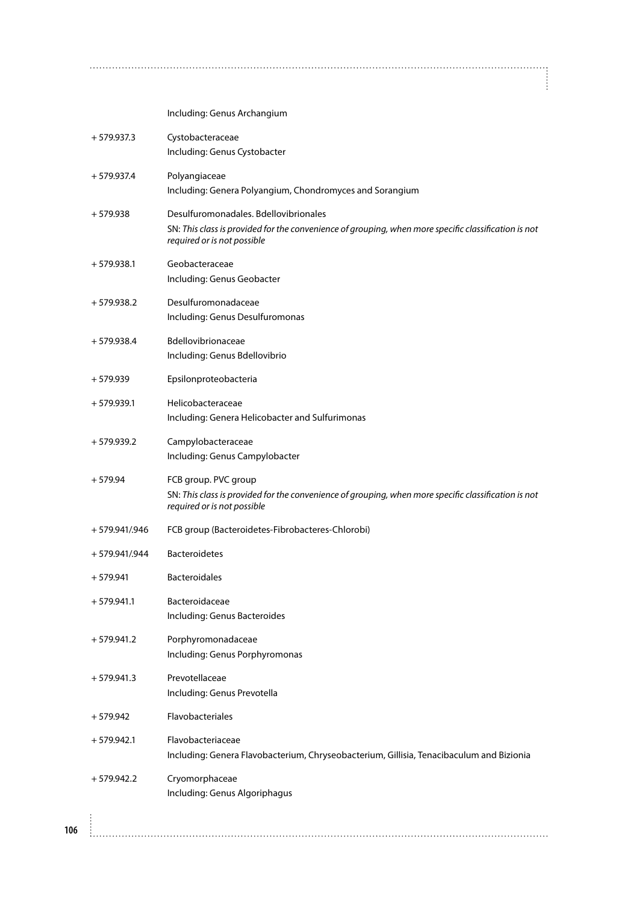Including: Genus Archangium

+ 579.937.3 Cystobacteraceae
Including: Genus Cystobacter

+ 579.937.4 Polyangiaceae
Including: Genera Polyangium, Chondromyces and Sorangium

+ 579.938 Desulfuromonadales. Bdellovibrionales
SN: *This class is provided for the convenience of grouping, when more specific classification is not required or is not possible*

+ 579.938.1 Geobacteraceae
Including: Genus Geobacter

+ 579.938.2 Desulfuromonadaceae
Including: Genus Desulfuromonas

+ 579.938.4 Bdellovibrionaceae
Including: Genus Bdellovibrio

+ 579.939 Epsilonproteobacteria

+ 579.939.1 Helicobacteraceae
Including: Genera Helicobacter and Sulfurimonas

+ 579.939.2 Campylobacteraceae
Including: Genus Campylobacter

+ 579.94 FCB group. PVC group
SN: *This class is provided for the convenience of grouping, when more specific classification is not required or is not possible*

+ 579.941/.946 FCB group (Bacteroidetes-Fibrobacteres-Chlorobi)

+ 579.941/.944 Bacteroidetes

+ 579.941 Bacteroidales

+ 579.941.1 Bacteroidaceae
Including: Genus Bacteroides

+ 579.941.2 Porphyromonadaceae
Including: Genus Porphyromonas

+ 579.941.3 Prevotellaceae
Including: Genus Prevotella

+ 579.942 Flavobacteriales

+ 579.942.1 Flavobacteriaceae
Including: Genera Flavobacterium, Chryseobacterium, Gillisia, Tenacibaculum and Bizionia

+ 579.942.2 Cryomorphaceae
Including: Genus Algoriphagus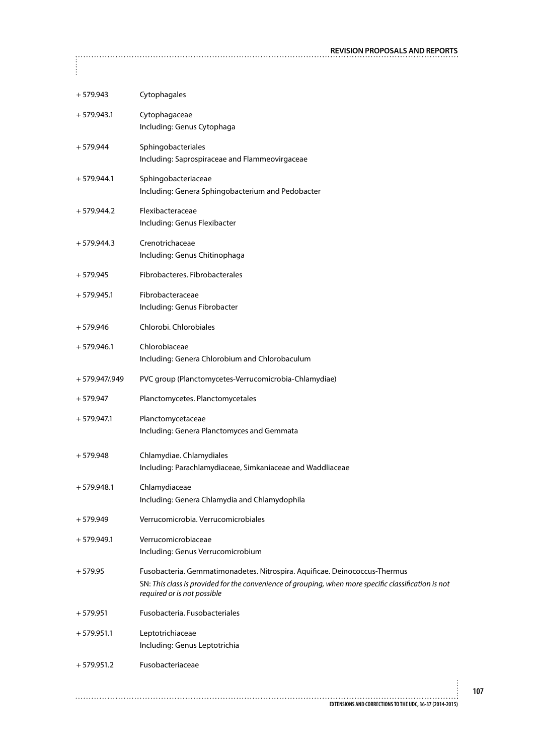| | |
|---|---|
| + 579.943 | Cytophagales |
| + 579.943.1 | Cytophagaceae<br>Including: Genus Cytophaga |
| + 579.944 | Sphingobacteriales<br>Including: Saprospiraceae and Flammeovirgaceae |
| + 579.944.1 | Sphingobacteriaceae<br>Including: Genera Sphingobacterium and Pedobacter |
| + 579.944.2 | Flexibacteraceae<br>Including: Genus Flexibacter |
| + 579.944.3 | Crenotrichaceae<br>Including: Genus Chitinophaga |
| + 579.945 | Fibrobacteres. Fibrobacterales |
| + 579.945.1 | Fibrobacteraceae<br>Including: Genus Fibrobacter |
| + 579.946 | Chlorobi. Chlorobiales |
| + 579.946.1 | Chlorobiaceae<br>Including: Genera Chlorobium and Chlorobaculum |
| + 579.947/.949 | PVC group (Planctomycetes-Verrucomicrobia-Chlamydiae) |
| + 579.947 | Planctomycetes. Planctomycetales |
| + 579.947.1 | Planctomycetaceae<br>Including: Genera Planctomyces and Gemmata |
| + 579.948 | Chlamydiae. Chlamydiales<br>Including: Parachlamydiaceae, Simkaniaceae and Waddliaceae |
| + 579.948.1 | Chlamydiaceae<br>Including: Genera Chlamydia and Chlamydophila |
| + 579.949 | Verrucomicrobia. Verrucomicrobiales |
| + 579.949.1 | Verrucomicrobiaceae<br>Including: Genus Verrucomicrobium |
| + 579.95 | Fusobacteria. Gemmatimonadetes. Nitrospira. Aquificae. Deinococcus-Thermus<br>SN: *This class is provided for the convenience of grouping, when more specific classification is not required or is not possible* |
| + 579.951 | Fusobacteria. Fusobacteriales |
| + 579.951.1 | Leptotrichiaceae<br>Including: Genus Leptotrichia |
| + 579.951.2 | Fusobacteriaceae |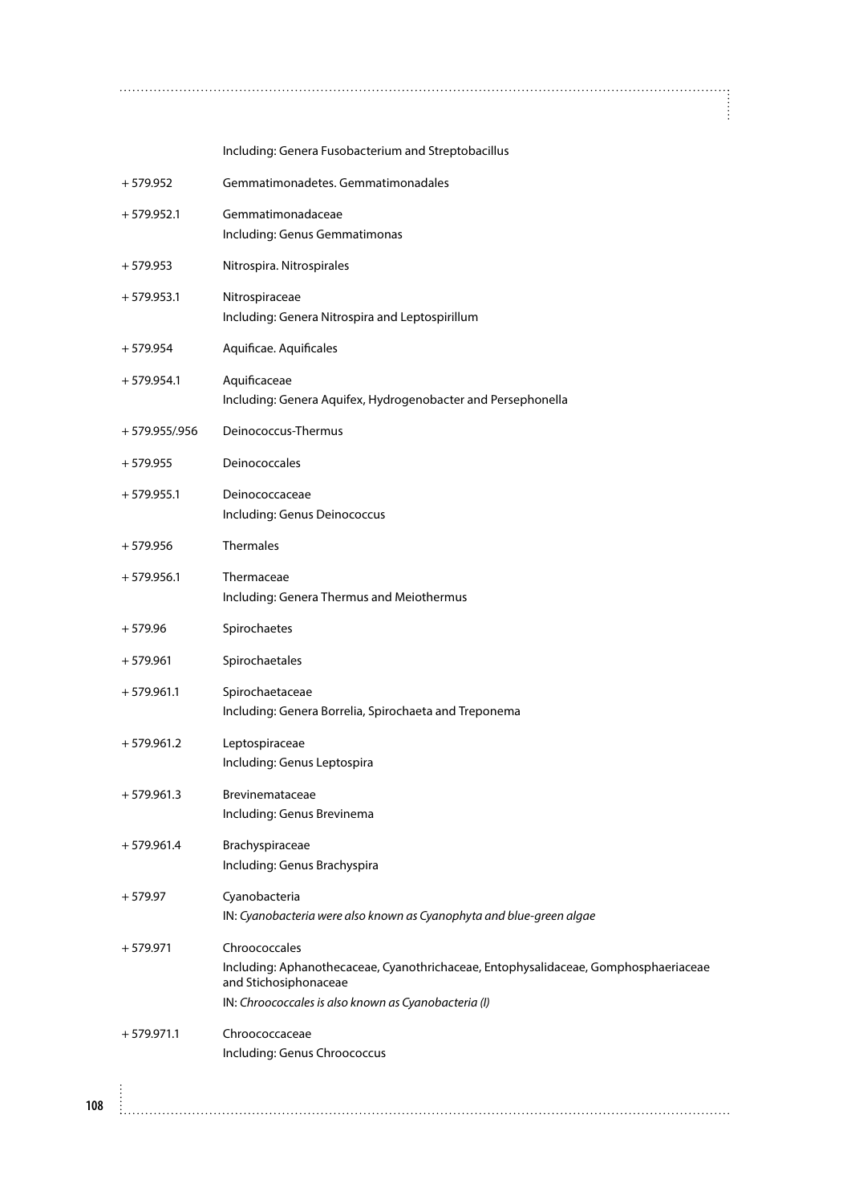Including: Genera Fusobacterium and Streptobacillus

| | |
|---|---|
| + 579.952 | Gemmatimonadetes. Gemmatimonadales |
| + 579.952.1 | Gemmatimonadaceae<br>Including: Genus Gemmatimonas |
| + 579.953 | Nitrospira. Nitrospirales |
| + 579.953.1 | Nitrospiraceae<br>Including: Genera Nitrospira and Leptospirillum |
| + 579.954 | Aquificae. Aquificales |
| + 579.954.1 | Aquificaceae<br>Including: Genera Aquifex, Hydrogenobacter and Persephonella |
| + 579.955/.956 | Deinococcus-Thermus |
| + 579.955 | Deinococcales |
| + 579.955.1 | Deinococcaceae<br>Including: Genus Deinococcus |
| + 579.956 | Thermales |
| + 579.956.1 | Thermaceae<br>Including: Genera Thermus and Meiothermus |
| + 579.96 | Spirochaetes |
| + 579.961 | Spirochaetales |
| + 579.961.1 | Spirochaetaceae<br>Including: Genera Borrelia, Spirochaeta and Treponema |
| + 579.961.2 | Leptospiraceae<br>Including: Genus Leptospira |
| + 579.961.3 | Brevinemataceae<br>Including: Genus Brevinema |
| + 579.961.4 | Brachyspiraceae<br>Including: Genus Brachyspira |
| + 579.97 | Cyanobacteria<br>IN: *Cyanobacteria were also known as Cyanophyta and blue-green algae* |
| + 579.971 | Chroococcales<br>Including: Aphanothecaceae, Cyanothrichaceae, Entophysalidaceae, Gomphosphaeriaceae and Stichosiphonaceae<br>IN: *Chroococcales is also known as Cyanobacteria (I)* |
| + 579.971.1 | Chroococcaceae<br>Including: Genus Chroococcus |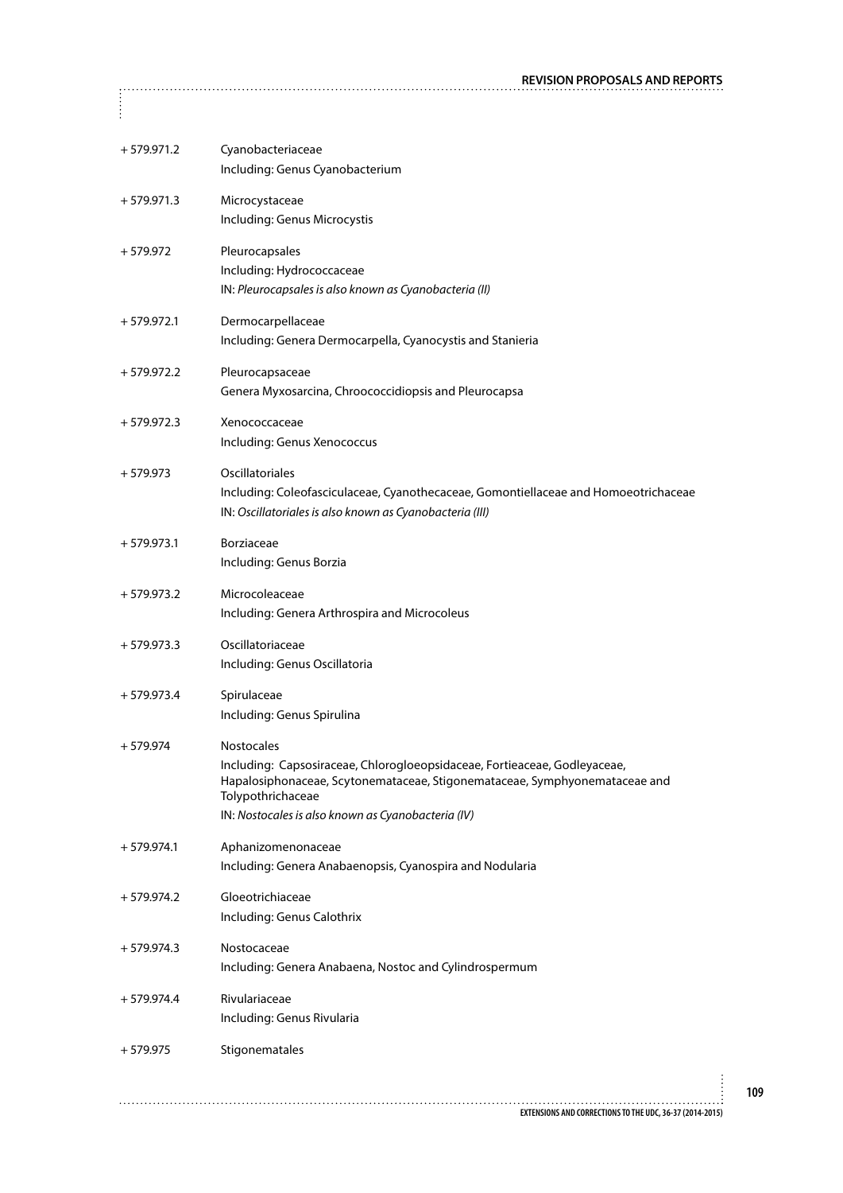| | |
|---|---|
| + 579.971.2 | Cyanobacteriaceae<br>Including: Genus Cyanobacterium |
| + 579.971.3 | Microcystaceae<br>Including: Genus Microcystis |
| + 579.972 | Pleurocapsales<br>Including: Hydrococcaceae<br>IN: *Pleurocapsales is also known as Cyanobacteria (II)* |
| + 579.972.1 | Dermocarpellaceae<br>Including: Genera Dermocarpella, Cyanocystis and Stanieria |
| + 579.972.2 | Pleurocapsaceae<br>Genera Myxosarcina, Chroococcidiopsis and Pleurocapsa |
| + 579.972.3 | Xenococcaceae<br>Including: Genus Xenococcus |
| + 579.973 | Oscillatoriales<br>Including: Coleofasciculaceae, Cyanothecaceae, Gomontiellaceae and Homoeotrichaceae<br>IN: *Oscillatoriales is also known as Cyanobacteria (III)* |
| + 579.973.1 | Borziaceae<br>Including: Genus Borzia |
| + 579.973.2 | Microcoleaceae<br>Including: Genera Arthrospira and Microcoleus |
| + 579.973.3 | Oscillatoriaceae<br>Including: Genus Oscillatoria |
| + 579.973.4 | Spirulaceae<br>Including: Genus Spirulina |
| + 579.974 | Nostocales<br>Including: Capsosiraceae, Chlorogloeopsidaceae, Fortieaceae, Godleyaceae, Hapalosiphonaceae, Scytonemataceae, Stigonemataceae, Symphyonemataceae and Tolypothrichaceae<br>IN: *Nostocales is also known as Cyanobacteria (IV)* |
| + 579.974.1 | Aphanizomenonaceae<br>Including: Genera Anabaenopsis, Cyanospira and Nodularia |
| + 579.974.2 | Gloeotrichiaceae<br>Including: Genus Calothrix |
| + 579.974.3 | Nostocaceae<br>Including: Genera Anabaena, Nostoc and Cylindrospermum |
| + 579.974.4 | Rivulariaceae<br>Including: Genus Rivularia |
| + 579.975 | Stigonematales |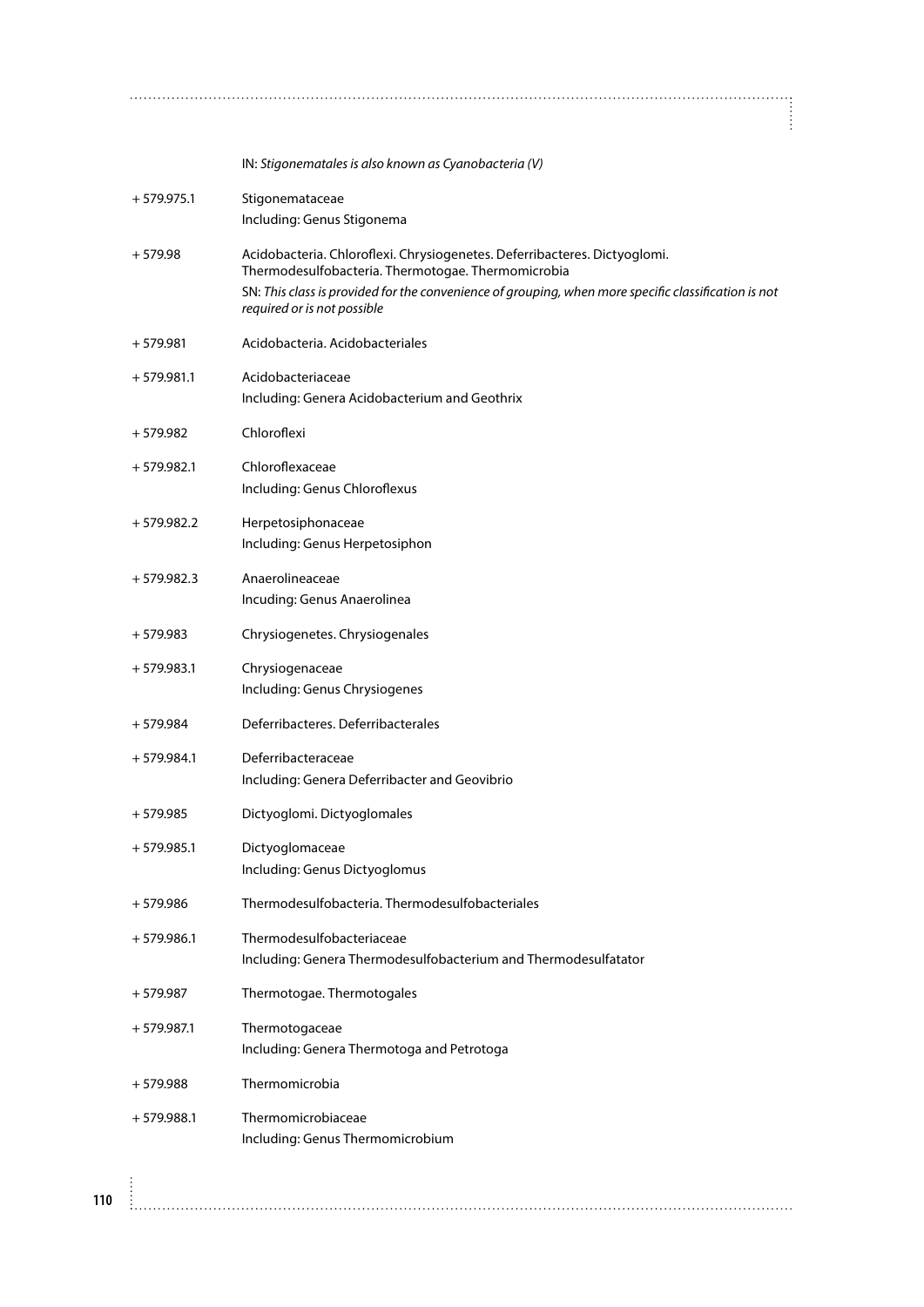IN: *Stigonematales is also known as Cyanobacteria (V)*

+ 579.975.1 Stigonemataceae
  Including: Genus Stigonema

+ 579.98 Acidobacteria. Chloroflexi. Chrysiogenetes. Deferribacteres. Dictyoglomi. Thermodesulfobacteria. Thermotogae. Thermomicrobia
  SN: *This class is provided for the convenience of grouping, when more specific classification is not required or is not possible*

+ 579.981 Acidobacteria. Acidobacteriales

+ 579.981.1 Acidobacteriaceae
  Including: Genera Acidobacterium and Geothrix

+ 579.982 Chloroflexi

+ 579.982.1 Chloroflexaceae
  Including: Genus Chloroflexus

+ 579.982.2 Herpetosiphonaceae
  Including: Genus Herpetosiphon

+ 579.982.3 Anaerolineaceae
  Incuding: Genus Anaerolinea

+ 579.983 Chrysiogenetes. Chrysiogenales

+ 579.983.1 Chrysiogenaceae
  Including: Genus Chrysiogenes

+ 579.984 Deferribacteres. Deferribacterales

+ 579.984.1 Deferribacteraceae
  Including: Genera Deferribacter and Geovibrio

+ 579.985 Dictyoglomi. Dictyoglomales

+ 579.985.1 Dictyoglomaceae
  Including: Genus Dictyoglomus

+ 579.986 Thermodesulfobacteria. Thermodesulfobacteriales

+ 579.986.1 Thermodesulfobacteriaceae
  Including: Genera Thermodesulfobacterium and Thermodesulfatator

+ 579.987 Thermotogae. Thermotogales

+ 579.987.1 Thermotogaceae
  Including: Genera Thermotoga and Petrotoga

+ 579.988 Thermomicrobia

+ 579.988.1 Thermomicrobiaceae
  Including: Genus Thermomicrobium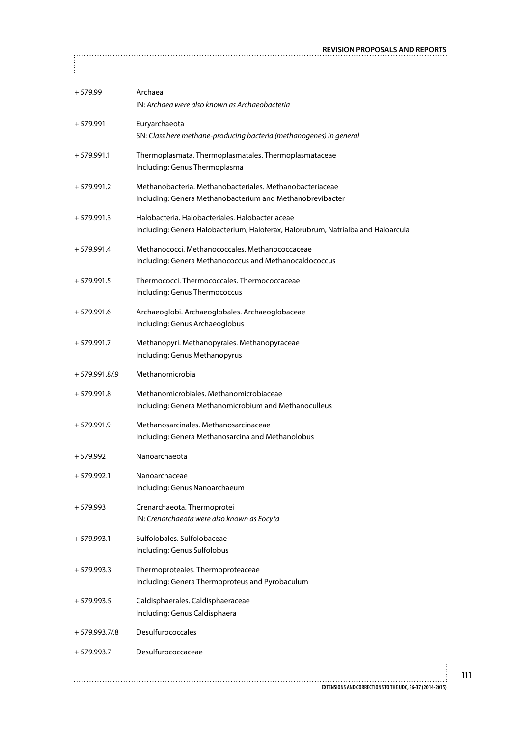| | |
|---|---|
| + 579.99 | Archaea<br>IN: *Archaea were also known as Archaeobacteria* |
| + 579.991 | Euryarchaeota<br>SN: *Class here methane-producing bacteria (methanogenes) in general* |
| + 579.991.1 | Thermoplasmata. Thermoplasmatales. Thermoplasmataceae<br>Including: Genus Thermoplasma |
| + 579.991.2 | Methanobacteria. Methanobacteriales. Methanobacteriaceae<br>Including: Genera Methanobacterium and Methanobrevibacter |
| + 579.991.3 | Halobacteria. Halobacteriales. Halobacteriaceae<br>Including: Genera Halobacterium, Haloferax, Halorubrum, Natrialba and Haloarcula |
| + 579.991.4 | Methanococci. Methanococcales. Methanococcaceae<br>Including: Genera Methanococcus and Methanocaldococcus |
| + 579.991.5 | Thermococci. Thermococcales. Thermococcaceae<br>Including: Genus Thermococcus |
| + 579.991.6 | Archaeoglobi. Archaeoglobales. Archaeoglobaceae<br>Including: Genus Archaeoglobus |
| + 579.991.7 | Methanopyri. Methanopyrales. Methanopyraceae<br>Including: Genus Methanopyrus |
| + 579.991.8/.9 | Methanomicrobia |
| + 579.991.8 | Methanomicrobiales. Methanomicrobiaceae<br>Including: Genera Methanomicrobium and Methanoculleus |
| + 579.991.9 | Methanosarcinales. Methanosarcinaceae<br>Including: Genera Methanosarcina and Methanolobus |
| + 579.992 | Nanoarchaeota |
| + 579.992.1 | Nanoarchaceae<br>Including: Genus Nanoarchaeum |
| + 579.993 | Crenarchaeota. Thermoprotei<br>IN: *Crenarchaeota were also known as Eocyta* |
| + 579.993.1 | Sulfolobales. Sulfolobaceae<br>Including: Genus Sulfolobus |
| + 579.993.3 | Thermoproteales. Thermoproteaceae<br>Including: Genera Thermoproteus and Pyrobaculum |
| + 579.993.5 | Caldisphaerales. Caldisphaeraceae<br>Including: Genus Caldisphaera |
| + 579.993.7/.8 | Desulfurococcales |
| + 579.993.7 | Desulfurococcaceae |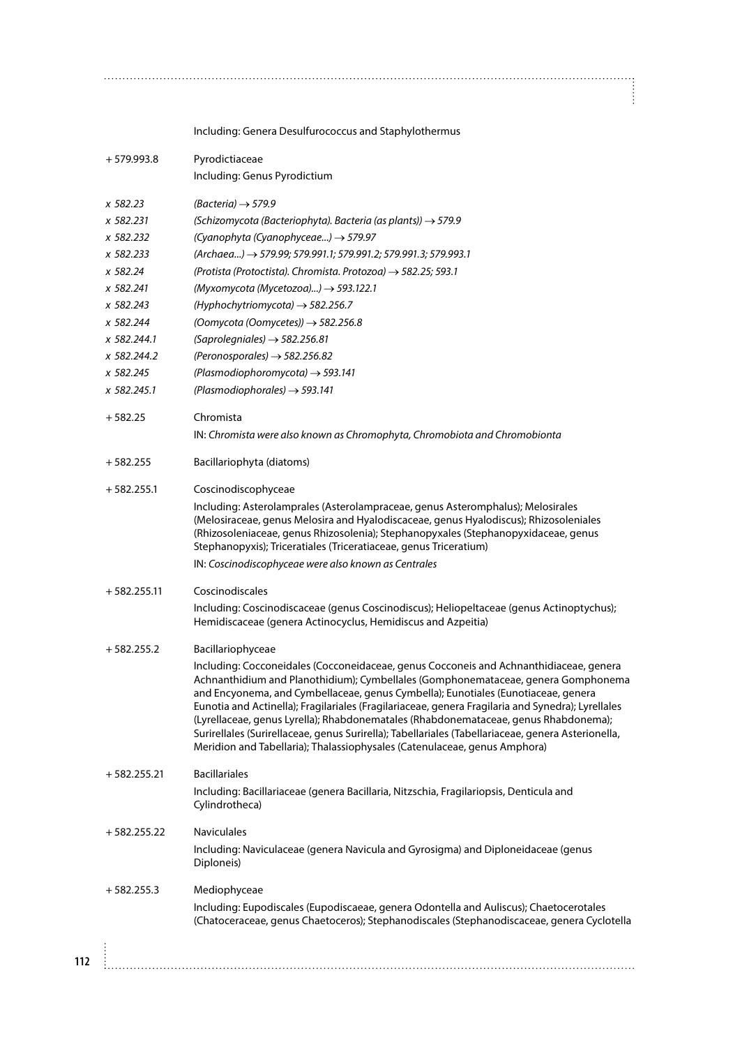Including: Genera Desulfurococcus and Staphylothermus

| | |
|---|---|
| + 579.993.8 | Pyrodictiaceae<br>Including: Genus Pyrodictium |
| *x 582.23* | *(Bacteria) → 579.9* |
| *x 582.231* | *(Schizomycota (Bacteriophyta). Bacteria (as plants)) → 579.9* |
| *x 582.232* | *(Cyanophyta (Cyanophyceae...) → 579.97* |
| *x 582.233* | *(Archaea...) → 579.99; 579.991.1; 579.991.2; 579.991.3; 579.993.1* |
| *x 582.24* | *(Protista (Protoctista). Chromista. Protozoa) → 582.25; 593.1* |
| *x 582.241* | *(Myxomycota (Mycetozoa)...) → 593.122.1* |
| *x 582.243* | *(Hyphochytriomycota) → 582.256.7* |
| *x 582.244* | *(Oomycota (Oomycetes)) → 582.256.8* |
| *x 582.244.1* | *(Saprolegniales) → 582.256.81* |
| *x 582.244.2* | *(Peronosporales) → 582.256.82* |
| *x 582.245* | *(Plasmodiophoromycota) → 593.141* |
| *x 582.245.1* | *(Plasmodiophorales) → 593.141* |
| + 582.25 | Chromista<br>IN: *Chromista were also known as Chromophyta, Chromobiota and Chromobionta* |
| + 582.255 | Bacillariophyta (diatoms) |
| + 582.255.1 | Coscinodiscophyceae<br>Including: Asterolamprales (Asterolampraceae, genus Asteromphalus); Melosirales (Melosiraceae, genus Melosira and Hyalodiscaceae, genus Hyalodiscus); Rhizosoleniales (Rhizosoleniaceae, genus Rhizosolenia); Stephanopyxales (Stephanopyxidaceae, genus Stephanopyxis); Triceratiales (Triceratiaceae, genus Triceratium)<br>IN: *Coscinodiscophyceae were also known as Centrales* |
| + 582.255.11 | Coscinodiscales<br>Including: Coscinodiscaceae (genus Coscinodiscus); Heliopeltaceae (genus Actinoptychus); Hemidiscaceae (genera Actinocyclus, Hemidiscus and Azpeitia) |
| + 582.255.2 | Bacillariophyceae<br>Including: Cocconeidales (Cocconeidaceae, genus Cocconeis and Achnanthidiaceae, genera Achnanthidium and Planothidium); Cymbellales (Gomphonemataceae, genera Gomphonema and Encyonema, and Cymbellaceae, genus Cymbella); Eunotiales (Eunotiaceae, genera Eunotia and Actinella); Fragilariales (Fragilariaceae, genera Fragilaria and Synedra); Lyrellales (Lyrellaceae, genus Lyrella); Rhabdonematales (Rhabdonemataceae, genus Rhabdonema); Surirellales (Surirellaceae, genus Surirella); Tabellariales (Tabellariaceae, genera Asterionella, Meridion and Tabellaria); Thalassiophysales (Catenulaceae, genus Amphora) |
| + 582.255.21 | Bacillariales<br>Including: Bacillariaceae (genera Bacillaria, Nitzschia, Fragilariopsis, Denticula and Cylindrotheca) |
| + 582.255.22 | Naviculales<br>Including: Naviculaceae (genera Navicula and Gyrosigma) and Diploneidaceae (genus Diploneis) |
| + 582.255.3 | Mediophyceae<br>Including: Eupodiscales (Eupodiscaeae, genera Odontella and Auliscus); Chaetocerotales (Chatoceraceae, genus Chaetoceros); Stephanodiscales (Stephanodiscaceae, genera Cyclotella |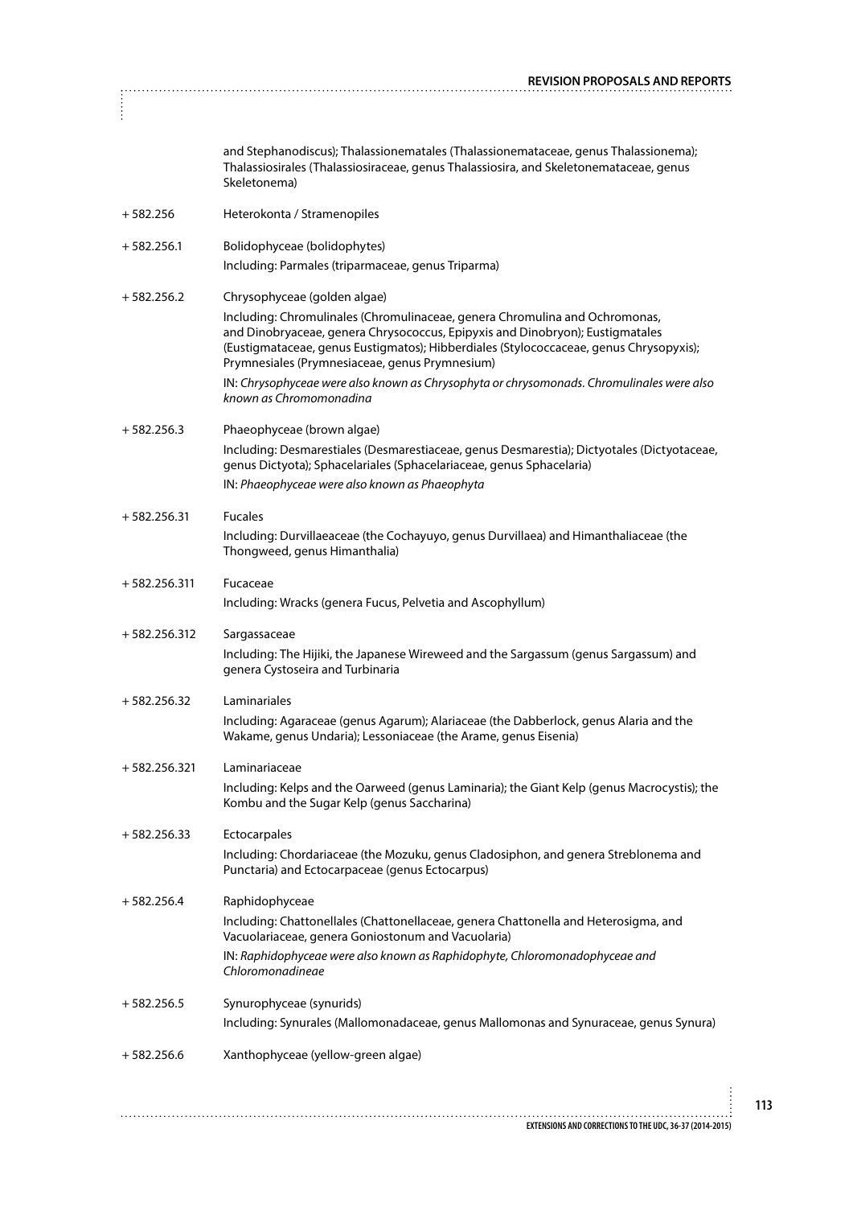and Stephanodiscus); Thalassionematales (Thalassionemataceae, genus Thalassionema); Thalassiosirales (Thalassiosiraceae, genus Thalassiosira, and Skeletonemataceae, genus Skeletonema)

| | |
|---|---|
| + 582.256 | Heterokonta / Stramenopiles |
| + 582.256.1 | Bolidophyceae (bolidophytes)<br>Including: Parmales (triparmaceae, genus Triparma) |
| + 582.256.2 | Chrysophyceae (golden algae)<br>Including: Chromulinales (Chromulinaceae, genera Chromulina and Ochromonas, and Dinobryaceae, genera Chrysococcus, Epipyxis and Dinobryon); Eustigmatales (Eustigmataceae, genus Eustigmatos); Hibberdiales (Stylococcaceae, genus Chrysopyxis); Prymnesiales (Prymnesiaceae, genus Prymnesium)<br>IN: *Chrysophyceae were also known as Chrysophyta or chrysomonads. Chromulinales were also known as Chromomonadina* |
| + 582.256.3 | Phaeophyceae (brown algae)<br>Including: Desmarestiales (Desmarestiaceae, genus Desmarestia); Dictyotales (Dictyotaceae, genus Dictyota); Sphacelariales (Sphacelariaceae, genus Sphacelaria)<br>IN: *Phaeophyceae were also known as Phaeophyta* |
| + 582.256.31 | Fucales<br>Including: Durvillaeaceae (the Cochayuyo, genus Durvillaea) and Himanthaliaceae (the Thongweed, genus Himanthalia) |
| + 582.256.311 | Fucaceae<br>Including: Wracks (genera Fucus, Pelvetia and Ascophyllum) |
| + 582.256.312 | Sargassaceae<br>Including: The Hijiki, the Japanese Wireweed and the Sargassum (genus Sargassum) and genera Cystoseira and Turbinaria |
| + 582.256.32 | Laminariales<br>Including: Agaraceae (genus Agarum); Alariaceae (the Dabberlock, genus Alaria and the Wakame, genus Undaria); Lessoniaceae (the Arame, genus Eisenia) |
| + 582.256.321 | Laminariaceae<br>Including: Kelps and the Oarweed (genus Laminaria); the Giant Kelp (genus Macrocystis); the Kombu and the Sugar Kelp (genus Saccharina) |
| + 582.256.33 | Ectocarpales<br>Including: Chordariaceae (the Mozuku, genus Cladosiphon, and genera Streblonema and Punctaria) and Ectocarpaceae (genus Ectocarpus) |
| + 582.256.4 | Raphidophyceae<br>Including: Chattonellales (Chattonellaceae, genera Chattonella and Heterosigma, and Vacuolariaceae, genera Goniostonum and Vacuolaria)<br>IN: *Raphidophyceae were also known as Raphidophyte, Chloromonadophyceae and Chloromonadineae* |
| + 582.256.5 | Synurophyceae (synurids)<br>Including: Synurales (Mallomonadaceae, genus Mallomonas and Synuraceae, genus Synura) |
| + 582.256.6 | Xanthophyceae (yellow-green algae) |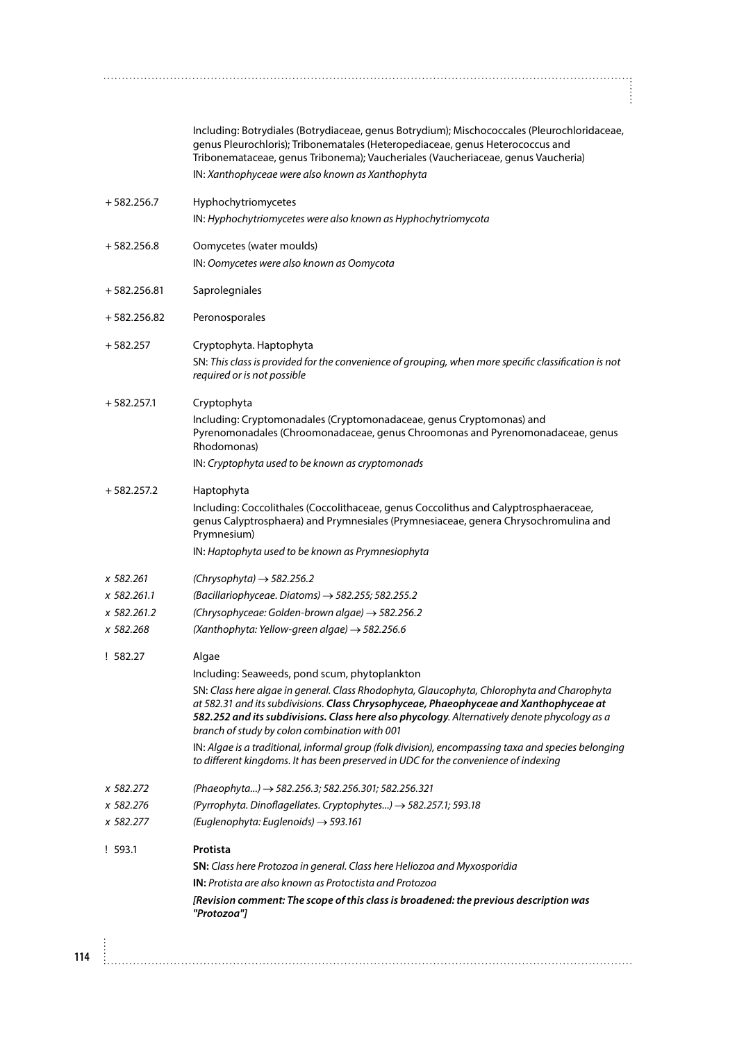Including: Botrydiales (Botrydiaceae, genus Botrydium); Mischococcales (Pleurochloridaceae, genus Pleurochloris); Tribonematales (Heteropediaceae, genus Heterococcus and Tribonemataceae, genus Tribonema); Vaucheriales (Vaucheriaceae, genus Vaucheria)

IN: *Xanthophyceae were also known as Xanthophyta*

+582.256.7 Hyphochytriomycetes

IN: *Hyphochytriomycetes were also known as Hyphochytriomycota*

+582.256.8 Oomycetes (water moulds)

IN: *Oomycetes were also known as Oomycota*

+582.256.81 Saprolegniales

+582.256.82 Peronosporales

+582.257 Cryptophyta. Haptophyta

SN: *This class is provided for the convenience of grouping, when more specific classification is not required or is not possible*

+582.257.1 Cryptophyta

Including: Cryptomonadales (Cryptomonadaceae, genus Cryptomonas) and Pyrenomonadales (Chroomonadaceae, genus Chroomonas and Pyrenomonadaceae, genus Rhodomonas)

IN: *Cryptophyta used to be known as cryptomonads*

+582.257.2 Haptophyta

Including: Coccolithales (Coccolithaceae, genus Coccolithus and Calyptrosphaeraceae, genus Calyptrosphaera) and Prymnesiales (Prymnesiaceae, genera Chrysochromulina and Prymnesium)

IN: *Haptophyta used to be known as Prymnesiophyta*

*x 582.261* *(Chrysophyta) → 582.256.2*

*x 582.261.1* *(Bacillariophyceae. Diatoms) → 582.255; 582.255.2*

*x 582.261.2* *(Chrysophyceae: Golden-brown algae) → 582.256.2*

*x 582.268* *(Xanthophyta: Yellow-green algae) → 582.256.6*

! 582.27 Algae

Including: Seaweeds, pond scum, phytoplankton

SN: *Class here algae in general. Class Rhodophyta, Glaucophyta, Chlorophyta and Charophyta at 582.31 and its subdivisions.* ***Class Chrysophyceae, Phaeophyceae and Xanthophyceae at 582.252 and its subdivisions. Class here also phycology****. Alternatively denote phycology as a branch of study by colon combination with 001*

IN: *Algae is a traditional, informal group (folk division), encompassing taxa and species belonging to different kingdoms. It has been preserved in UDC for the convenience of indexing*

*x 582.272* *(Phaeophyta...) → 582.256.3; 582.256.301; 582.256.321*

*x 582.276* *(Pyrrophyta. Dinoflagellates. Cryptophytes...) → 582.257.1; 593.18*

*x 582.277* *(Euglenophyta: Euglenoids) → 593.161*

! 593.1 **Protista**

**SN:** *Class here Protozoa in general. Class here Heliozoa and Myxosporidia*

**IN:** *Protista are also known as Protoctista and Protozoa*

***[Revision comment: The scope of this class is broadened: the previous description was "Protozoa"]***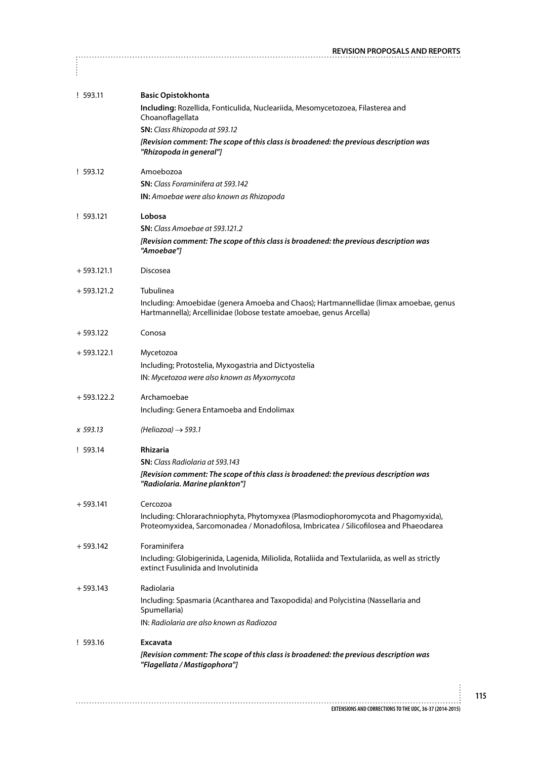! 593.11 **Basic Opistokhonta**

**Including:** Rozellida, Fonticulida, Nucleariida, Mesomycetozoea, Filasterea and Choanoflagellata

**SN:** *Class Rhizopoda at 593.12*

***[Revision comment: The scope of this class is broadened: the previous description was "Rhizopoda in general"]***

! 593.12 Amoebozoa

**SN:** *Class Foraminifera at 593.142*

**IN:** *Amoebae were also known as Rhizopoda*

! 593.121 **Lobosa**

**SN:** *Class Amoebae at 593.121.2*

***[Revision comment: The scope of this class is broadened: the previous description was "Amoebae"]***

+ 593.121.1 Discosea

+ 593.121.2 Tubulinea

Including: Amoebidae (genera Amoeba and Chaos); Hartmannellidae (limax amoebae, genus Hartmannella); Arcellinidae (lobose testate amoebae, genus Arcella)

+ 593.122 Conosa

+ 593.122.1 Mycetozoa

Including; Protostelia, Myxogastria and Dictyostelia

IN: *Mycetozoa were also known as Myxomycota*

+ 593.122.2 Archamoebae

Including: Genera Entamoeba and Endolimax

*x 593.13* *(Heliozoa) → 593.1*

! 593.14 **Rhizaria**

**SN:** *Class Radiolaria at 593.143*

***[Revision comment: The scope of this class is broadened: the previous description was "Radiolaria. Marine plankton"]***

+ 593.141 Cercozoa

Including: Chlorarachniophyta, Phytomyxea (Plasmodiophoromycota and Phagomyxida), Proteomyxidea, Sarcomonadea / Monadofilosa, Imbricatea / Silicofilosea and Phaeodarea

+ 593.142 Foraminifera

Including: Globigerinida, Lagenida, Miliolida, Rotaliida and Textulariida, as well as strictly extinct Fusulinida and Involutinida

+ 593.143 Radiolaria

Including: Spasmaria (Acantharea and Taxopodida) and Polycistina (Nassellaria and Spumellaria)

IN: *Radiolaria are also known as Radiozoa*

! 593.16 **Excavata**

***[Revision comment: The scope of this class is broadened: the previous description was "Flagellata / Mastigophora"]***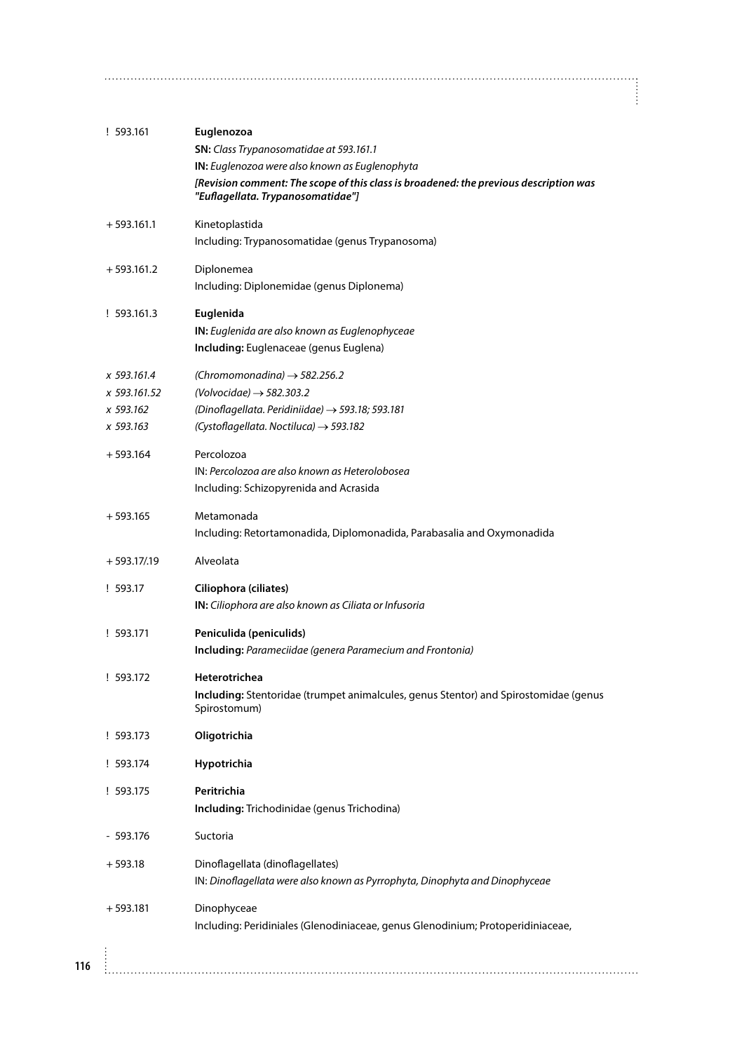! 593.161 **Euglenozoa**
*SN: Class Trypanosomatidae at 593.161.1*
*IN: Euglenozoa were also known as Euglenophyta*
***[Revision comment: The scope of this class is broadened: the previous description was "Euflagellata. Trypanosomatidae"]***

+ 593.161.1 Kinetoplastida
Including: Trypanosomatidae (genus Trypanosoma)

+ 593.161.2 Diplonemea
Including: Diplonemidae (genus Diplonema)

! 593.161.3 **Euglenida**
**IN:** *Euglenida are also known as Euglenophyceae*
**Including:** Euglenaceae (genus Euglena)

*x 593.161.4 (Chromomonadina) → 582.256.2*
*x 593.161.52 (Volvocidae) → 582.303.2*
*x 593.162 (Dinoflagellata. Peridiniidae) → 593.18; 593.181*
*x 593.163 (Cystoflagellata. Noctiluca) → 593.182*

+ 593.164 Percolozoa
IN: *Percolozoa are also known as Heterolobosea*
Including: Schizopyrenida and Acrasida

+ 593.165 Metamonada
Including: Retortamonadida, Diplomonadida, Parabasalia and Oxymonadida

+ 593.17/.19 Alveolata

! 593.17 **Ciliophora (ciliates)**
**IN:** *Ciliophora are also known as Ciliata or Infusoria*

! 593.171 **Peniculida (peniculids)**
**Including:** *Parameciidae (genera Paramecium and Frontonia)*

! 593.172 **Heterotrichea**
**Including:** Stentoridae (trumpet animalcules, genus Stentor) and Spirostomidae (genus Spirostomum)

! 593.173 **Oligotrichia**

! 593.174 **Hypotrichia**

! 593.175 **Peritrichia**
**Including:** Trichodinidae (genus Trichodina)

- 593.176 Suctoria

+ 593.18 Dinoflagellata (dinoflagellates)
IN: *Dinoflagellata were also known as Pyrrophyta, Dinophyta and Dinophyceae*

+ 593.181 Dinophyceae
Including: Peridiniales (Glenodiniaceae, genus Glenodinium; Protoperidiniaceae,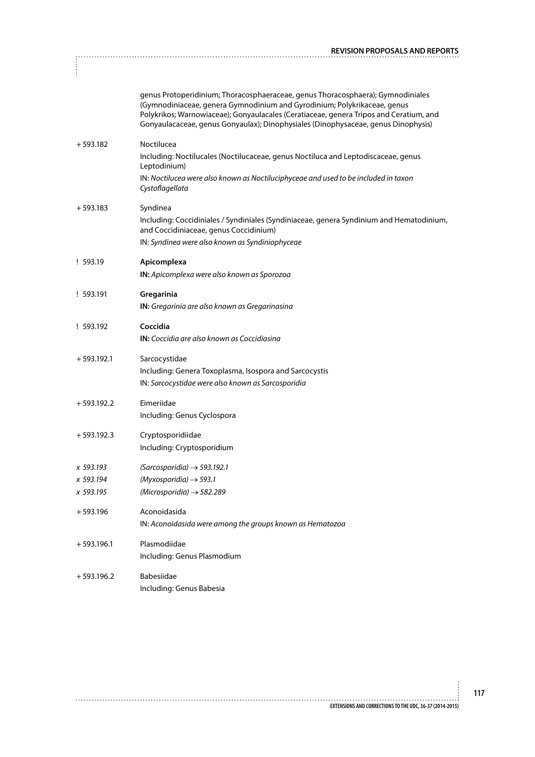genus Protoperidinium; Thoracosphaeraceae, genus Thoracosphaera); Gymnodiniales (Gymnodiniaceae, genera Gymnodinium and Gyrodinium; Polykrikaceae, genus Polykrikos; Warnowiaceae); Gonyaulacales (Ceratiaceae, genera Tripos and Ceratium, and Gonyaulacaceae, genus Gonyaulax); Dinophysiales (Dinophysaceae, genus Dinophysis)

| | |
|---|---|
| + 593.182 | Noctilucea<br>Including: Noctilucales (Noctilucaceae, genus Noctiluca and Leptodiscaceae, genus Leptodinium)<br>IN: *Noctilucea were also known as Noctiluciphyceae and used to be included in taxon Cystoflagellata* |
| + 593.183 | Syndinea<br>Including: Coccidiniales / Syndiniales (Syndiniaceae, genera Syndinium and Hematodinium, and Coccidiniaceae, genus Coccidinium)<br>IN: *Syndinea were also known as Syndiniophyceae* |
| ! 593.19 | **Apicomplexa**<br>**IN:** *Apicomplexa were also known as Sporozoa* |
| ! 593.191 | **Gregarinia**<br>**IN:** *Gregarinia are also known as Gregarinasina* |
| ! 593.192 | **Coccidia**<br>**IN:** *Coccidia are also known as Coccidiasina* |
| + 593.192.1 | Sarcocystidae<br>Including: Genera Toxoplasma, Isospora and Sarcocystis<br>IN: *Sarcocystidae were also known as Sarcosporidia* |
| + 593.192.2 | Eimeriidae<br>Including: Genus Cyclospora |
| + 593.192.3 | Cryptosporidiidae<br>Including: Cryptosporidium |
| *x 593.193* | *(Sarcosporidia) → 593.192.1* |
| *x 593.194* | *(Myxosporidia) → 593.1* |
| *x 593.195* | *(Microsporidia) → 582.289* |
| + 593.196 | Aconoidasida<br>IN: *Aconoidasida were among the groups known as Hematozoa* |
| + 593.196.1 | Plasmodiidae<br>Including: Genus Plasmodium |
| + 593.196.2 | Babesiidae<br>Including: Genus Babesia |